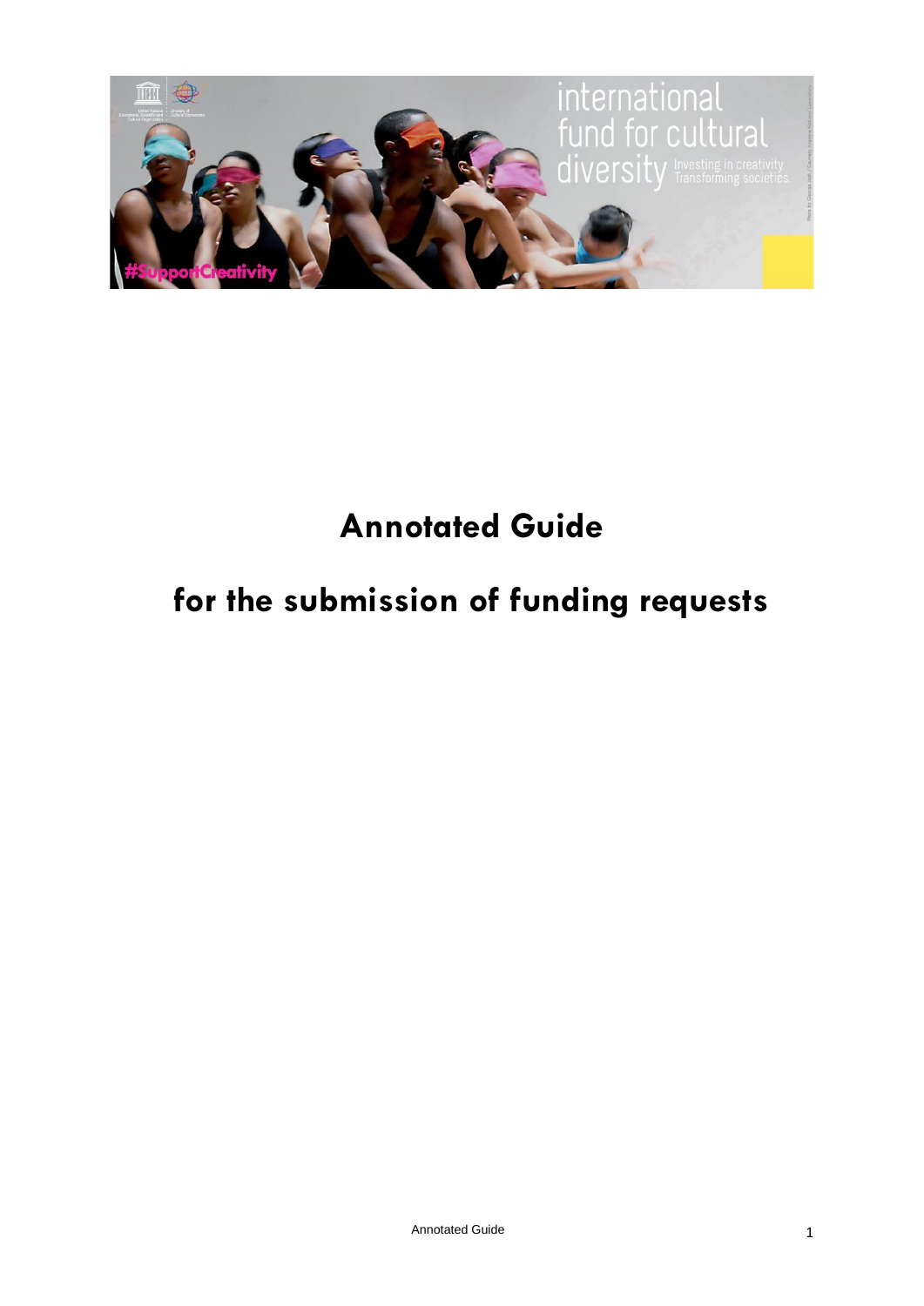# Annotated Guide

# for the submission of funding requests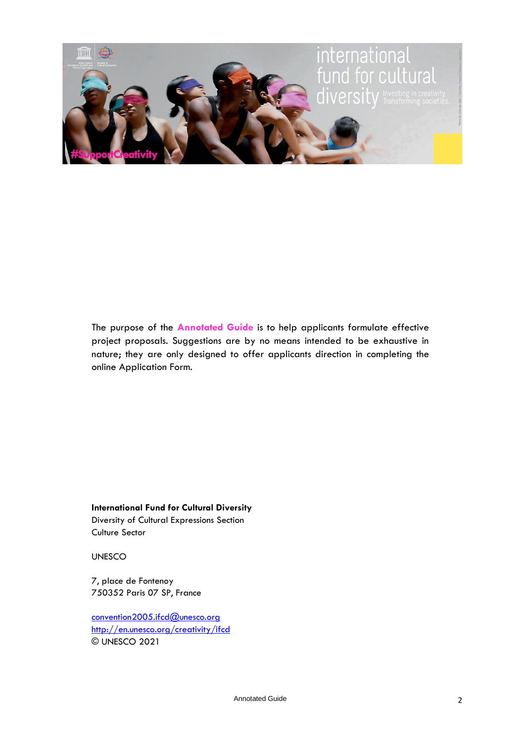The purpose of the **Annotated Guide** is to help applicants formulate effective project proposals. Suggestions are by no means intended to be exhaustive in nature; they are only designed to offer applicants direction in completing the online Application Form.

**International Fund for Cultural Diversity**
Diversity of Cultural Expressions Section
Culture Sector

UNESCO

7, place de Fontenoy
750352 Paris 07 SP, France

convention2005.ifcd@unesco.org
http://en.unesco.org/creativity/ifcd
© UNESCO 2021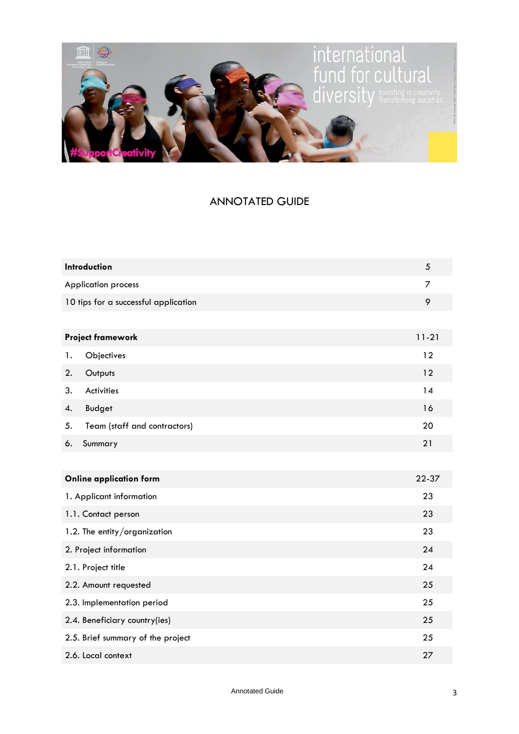# ANNOTATED GUIDE

| **Introduction** | 5 |
|---|---|
| Application process | 7 |
| 10 tips for a successful application | 9 |

| **Project framework** | 11-21 |
|---|---|
| 1. Objectives | 12 |
| 2. Outputs | 12 |
| 3. Activities | 14 |
| 4. Budget | 16 |
| 5. Team (staff and contractors) | 20 |
| 6. Summary | 21 |

| **Online application form** | 22-37 |
|---|---|
| 1. Applicant information | 23 |
| 1.1. Contact person | 23 |
| 1.2. The entity/organization | 23 |
| 2. Project information | 24 |
| 2.1. Project title | 24 |
| 2.2. Amount requested | 25 |
| 2.3. Implementation period | 25 |
| 2.4. Beneficiary country(ies) | 25 |
| 2.5. Brief summary of the project | 25 |
| 2.6. Local context | 27 |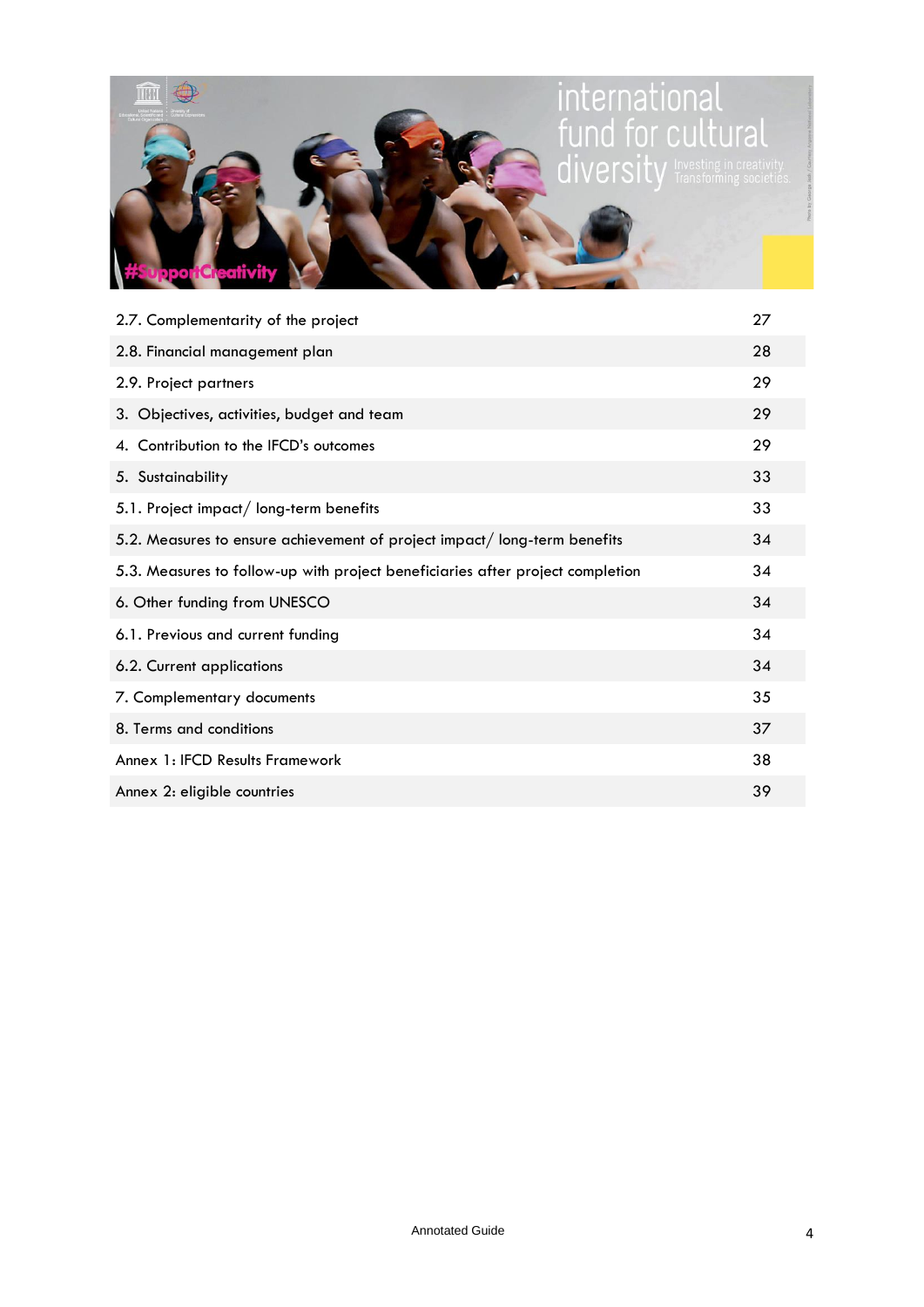| | |
|---|---|
| 2.7. Complementarity of the project | 27 |
| 2.8. Financial management plan | 28 |
| 2.9. Project partners | 29 |
| 3. Objectives, activities, budget and team | 29 |
| 4. Contribution to the IFCD's outcomes | 29 |
| 5. Sustainability | 33 |
| 5.1. Project impact/ long-term benefits | 33 |
| 5.2. Measures to ensure achievement of project impact/ long-term benefits | 34 |
| 5.3. Measures to follow-up with project beneficiaries after project completion | 34 |
| 6. Other funding from UNESCO | 34 |
| 6.1. Previous and current funding | 34 |
| 6.2. Current applications | 34 |
| 7. Complementary documents | 35 |
| 8. Terms and conditions | 37 |
| Annex 1: IFCD Results Framework | 38 |
| Annex 2: eligible countries | 39 |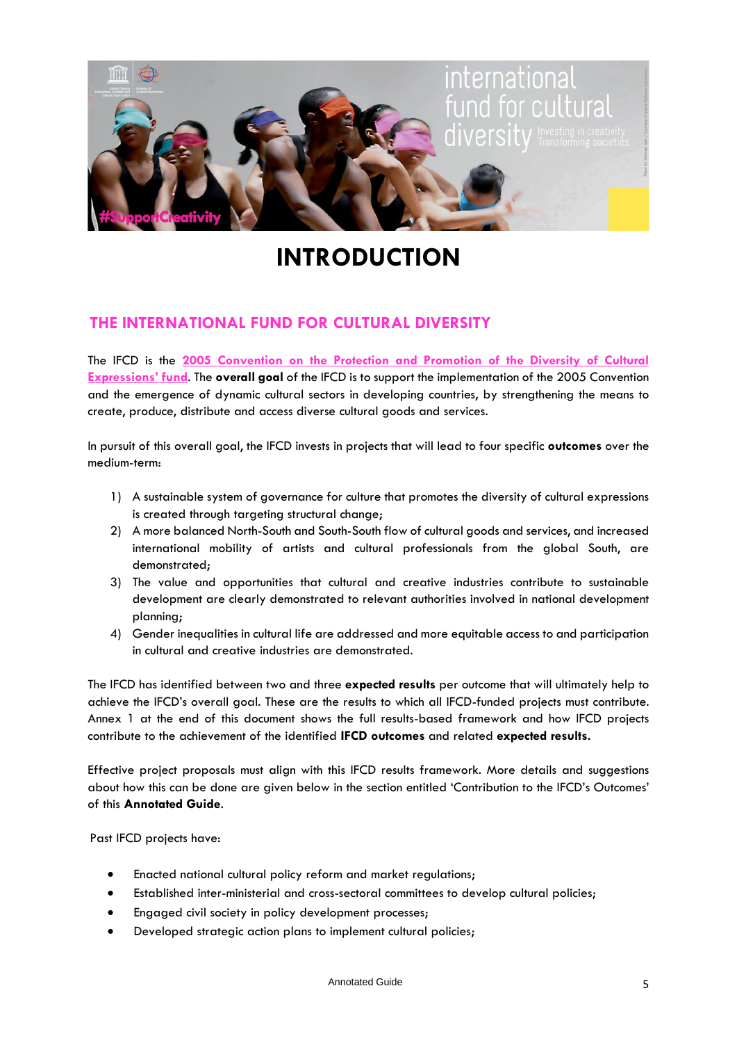# INTRODUCTION

## THE INTERNATIONAL FUND FOR CULTURAL DIVERSITY

The IFCD is the 2005 Convention on the Protection and Promotion of the Diversity of Cultural Expressions' fund. The **overall goal** of the IFCD is to support the implementation of the 2005 Convention and the emergence of dynamic cultural sectors in developing countries, by strengthening the means to create, produce, distribute and access diverse cultural goods and services.

In pursuit of this overall goal, the IFCD invests in projects that will lead to four specific **outcomes** over the medium-term:

1) A sustainable system of governance for culture that promotes the diversity of cultural expressions is created through targeting structural change;
2) A more balanced North-South and South-South flow of cultural goods and services, and increased international mobility of artists and cultural professionals from the global South, are demonstrated;
3) The value and opportunities that cultural and creative industries contribute to sustainable development are clearly demonstrated to relevant authorities involved in national development planning;
4) Gender inequalities in cultural life are addressed and more equitable access to and participation in cultural and creative industries are demonstrated.

The IFCD has identified between two and three **expected results** per outcome that will ultimately help to achieve the IFCD's overall goal. These are the results to which all IFCD-funded projects must contribute. Annex 1 at the end of this document shows the full results-based framework and how IFCD projects contribute to the achievement of the identified **IFCD outcomes** and related **expected results.**

Effective project proposals must align with this IFCD results framework. More details and suggestions about how this can be done are given below in the section entitled 'Contribution to the IFCD's Outcomes' of this **Annotated Guide**.

Past IFCD projects have:

- Enacted national cultural policy reform and market regulations;
- Established inter-ministerial and cross-sectoral committees to develop cultural policies;
- Engaged civil society in policy development processes;
- Developed strategic action plans to implement cultural policies;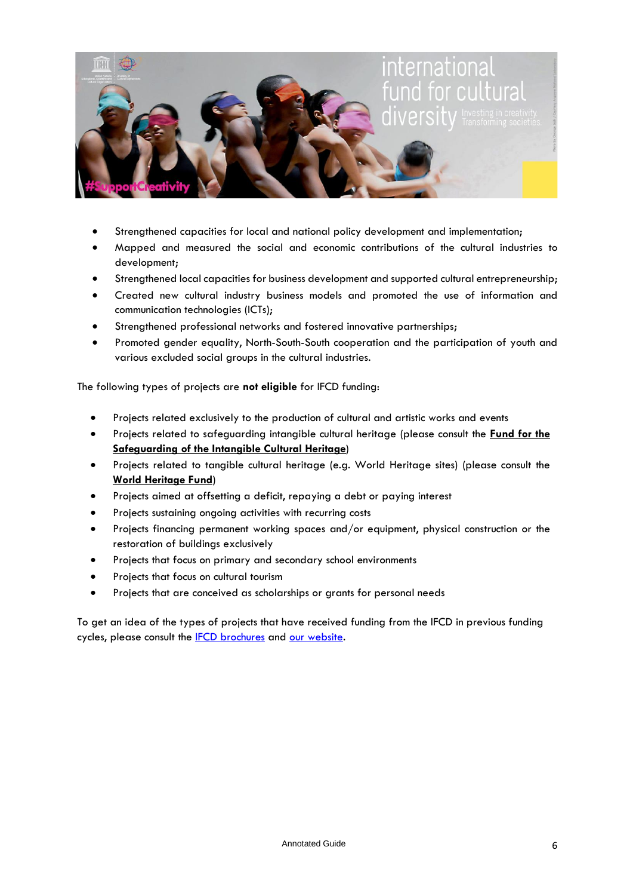- Strengthened capacities for local and national policy development and implementation;
- Mapped and measured the social and economic contributions of the cultural industries to development;
- Strengthened local capacities for business development and supported cultural entrepreneurship;
- Created new cultural industry business models and promoted the use of information and communication technologies (ICTs);
- Strengthened professional networks and fostered innovative partnerships;
- Promoted gender equality, North-South-South cooperation and the participation of youth and various excluded social groups in the cultural industries.

The following types of projects are **not eligible** for IFCD funding:

- Projects related exclusively to the production of cultural and artistic works and events
- Projects related to safeguarding intangible cultural heritage (please consult the **Fund for the Safeguarding of the Intangible Cultural Heritage**)
- Projects related to tangible cultural heritage (e.g. World Heritage sites) (please consult the **World Heritage Fund**)
- Projects aimed at offsetting a deficit, repaying a debt or paying interest
- Projects sustaining ongoing activities with recurring costs
- Projects financing permanent working spaces and/or equipment, physical construction or the restoration of buildings exclusively
- Projects that focus on primary and secondary school environments
- Projects that focus on cultural tourism
- Projects that are conceived as scholarships or grants for personal needs

To get an idea of the types of projects that have received funding from the IFCD in previous funding cycles, please consult the IFCD brochures and our website.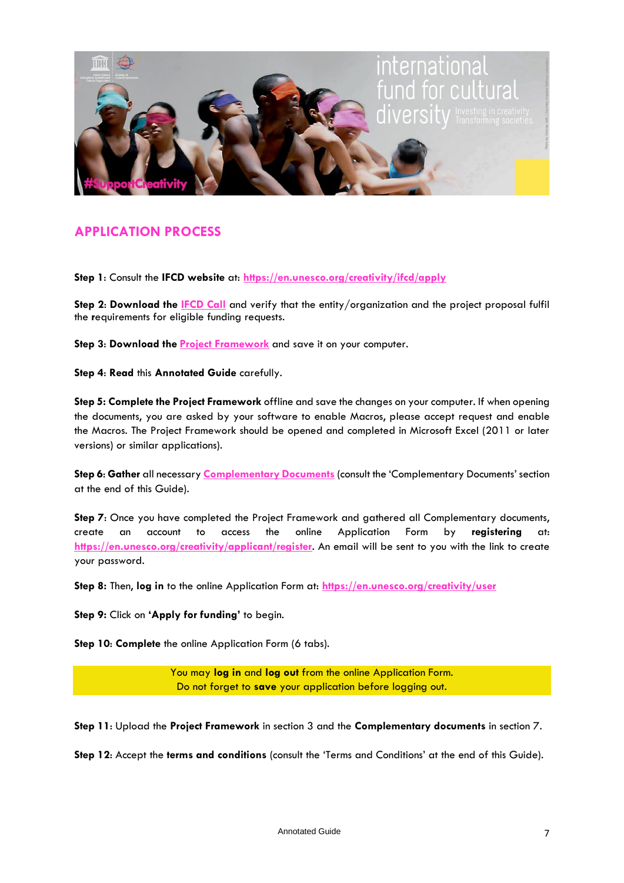## APPLICATION PROCESS

**Step 1**: Consult the **IFCD website** at: https://en.unesco.org/creativity/ifcd/apply

**Step 2**: **Download the** IFCD Call and verify that the entity/organization and the project proposal fulfil the requirements for eligible funding requests.

**Step 3**: **Download the** Project Framework and save it on your computer.

**Step 4**: **Read** this **Annotated Guide** carefully.

**Step 5: Complete the Project Framework** offline and save the changes on your computer. If when opening the documents, you are asked by your software to enable Macros, please accept request and enable the Macros. The Project Framework should be opened and completed in Microsoft Excel (2011 or later versions) or similar applications).

**Step 6**: **Gather** all necessary **Complementary Documents** (consult the 'Complementary Documents' section at the end of this Guide).

**Step 7**: Once you have completed the Project Framework and gathered all Complementary documents, create an account to access the online Application Form by **registering** at: https://en.unesco.org/creativity/applicant/register. An email will be sent to you with the link to create your password.

**Step 8:** Then, **log in** to the online Application Form at: https://en.unesco.org/creativity/user

**Step 9:** Click on **'Apply for funding'** to begin.

**Step 10**: **Complete** the online Application Form (6 tabs).

> You may **log in** and **log out** from the online Application Form.
> Do not forget to **save** your application before logging out.

**Step 11**: Upload the **Project Framework** in section 3 and the **Complementary documents** in section 7.

**Step 12**: Accept the **terms and conditions** (consult the 'Terms and Conditions' at the end of this Guide).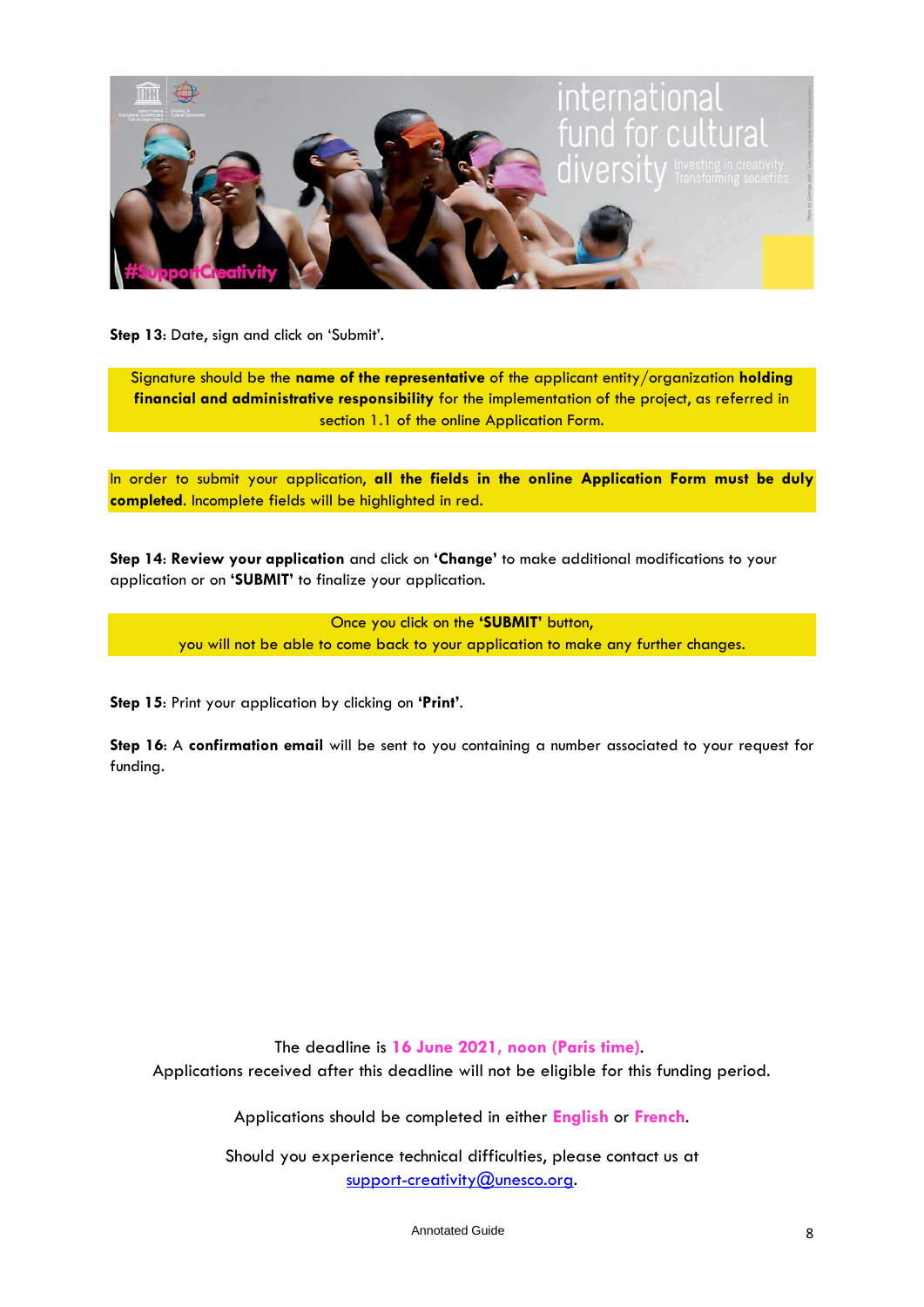**Step 13**: Date, sign and click on 'Submit'.

Signature should be the **name of the representative** of the applicant entity/organization **holding financial and administrative responsibility** for the implementation of the project, as referred in section 1.1 of the online Application Form.

In order to submit your application, **all the fields in the online Application Form must be duly completed**. Incomplete fields will be highlighted in red.

**Step 14**: **Review your application** and click on **'Change'** to make additional modifications to your application or on **'SUBMIT'** to finalize your application.

Once you click on the **'SUBMIT'** button,
you will not be able to come back to your application to make any further changes.

**Step 15**: Print your application by clicking on **'Print'**.

**Step 16**: A **confirmation email** will be sent to you containing a number associated to your request for funding.

The deadline is **16 June 2021, noon (Paris time)**.
Applications received after this deadline will not be eligible for this funding period.

Applications should be completed in either **English** or **French**.

Should you experience technical difficulties, please contact us at support-creativity@unesco.org.

Annotated Guide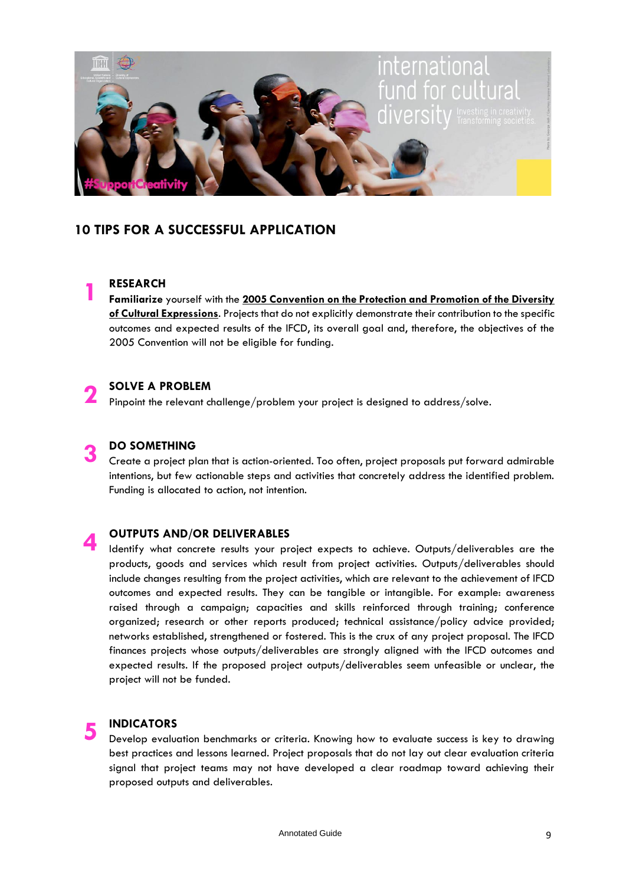## 10 TIPS FOR A SUCCESSFUL APPLICATION

### 1 RESEARCH

**Familiarize** yourself with the **2005 Convention on the Protection and Promotion of the Diversity of Cultural Expressions**. Projects that do not explicitly demonstrate their contribution to the specific outcomes and expected results of the IFCD, its overall goal and, therefore, the objectives of the 2005 Convention will not be eligible for funding.

### 2 SOLVE A PROBLEM

Pinpoint the relevant challenge/problem your project is designed to address/solve.

### 3 DO SOMETHING

Create a project plan that is action-oriented. Too often, project proposals put forward admirable intentions, but few actionable steps and activities that concretely address the identified problem. Funding is allocated to action, not intention.

### 4 OUTPUTS AND/OR DELIVERABLES

Identify what concrete results your project expects to achieve. Outputs/deliverables are the products, goods and services which result from project activities. Outputs/deliverables should include changes resulting from the project activities, which are relevant to the achievement of IFCD outcomes and expected results. They can be tangible or intangible. For example: awareness raised through a campaign; capacities and skills reinforced through training; conference organized; research or other reports produced; technical assistance/policy advice provided; networks established, strengthened or fostered. This is the crux of any project proposal. The IFCD finances projects whose outputs/deliverables are strongly aligned with the IFCD outcomes and expected results. If the proposed project outputs/deliverables seem unfeasible or unclear, the project will not be funded.

### 5 INDICATORS

Develop evaluation benchmarks or criteria. Knowing how to evaluate success is key to drawing best practices and lessons learned. Project proposals that do not lay out clear evaluation criteria signal that project teams may not have developed a clear roadmap toward achieving their proposed outputs and deliverables.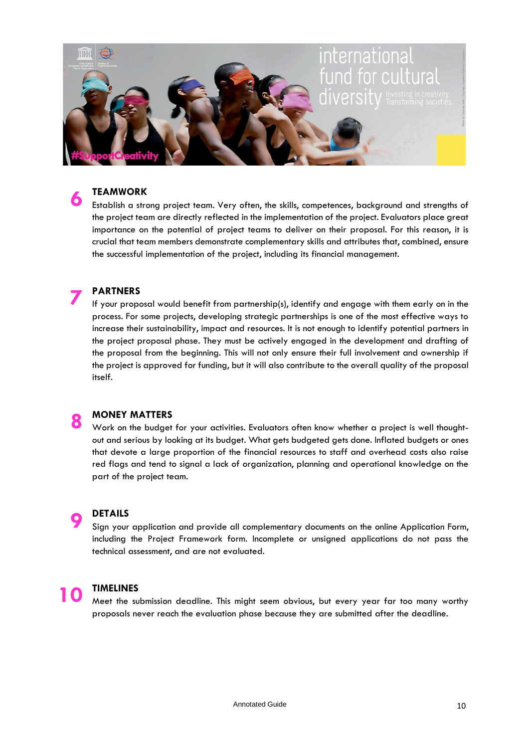## 6 TEAMWORK

Establish a strong project team. Very often, the skills, competences, background and strengths of the project team are directly reflected in the implementation of the project. Evaluators place great importance on the potential of project teams to deliver on their proposal. For this reason, it is crucial that team members demonstrate complementary skills and attributes that, combined, ensure the successful implementation of the project, including its financial management.

## 7 PARTNERS

If your proposal would benefit from partnership(s), identify and engage with them early on in the process. For some projects, developing strategic partnerships is one of the most effective ways to increase their sustainability, impact and resources. It is not enough to identify potential partners in the project proposal phase. They must be actively engaged in the development and drafting of the proposal from the beginning. This will not only ensure their full involvement and ownership if the project is approved for funding, but it will also contribute to the overall quality of the proposal itself.

## 8 MONEY MATTERS

Work on the budget for your activities. Evaluators often know whether a project is well thought-out and serious by looking at its budget. What gets budgeted gets done. Inflated budgets or ones that devote a large proportion of the financial resources to staff and overhead costs also raise red flags and tend to signal a lack of organization, planning and operational knowledge on the part of the project team.

## 9 DETAILS

Sign your application and provide all complementary documents on the online Application Form, including the Project Framework form. Incomplete or unsigned applications do not pass the technical assessment, and are not evaluated.

## 10 TIMELINES

Meet the submission deadline. This might seem obvious, but every year far too many worthy proposals never reach the evaluation phase because they are submitted after the deadline.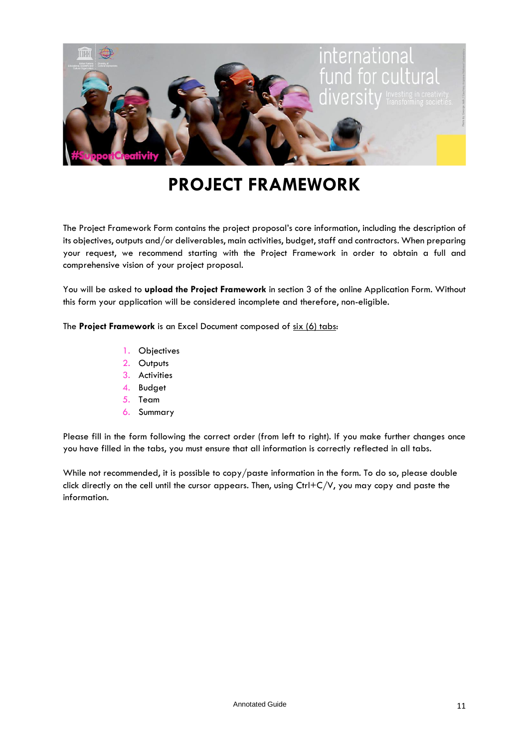# PROJECT FRAMEWORK

The Project Framework Form contains the project proposal's core information, including the description of its objectives, outputs and/or deliverables, main activities, budget, staff and contractors. When preparing your request, we recommend starting with the Project Framework in order to obtain a full and comprehensive vision of your project proposal.

You will be asked to **upload the Project Framework** in section 3 of the online Application Form. Without this form your application will be considered incomplete and therefore, non-eligible.

The **Project Framework** is an Excel Document composed of six (6) tabs:

1. Objectives
2. Outputs
3. Activities
4. Budget
5. Team
6. Summary

Please fill in the form following the correct order (from left to right). If you make further changes once you have filled in the tabs, you must ensure that all information is correctly reflected in all tabs.

While not recommended, it is possible to copy/paste information in the form. To do so, please double click directly on the cell until the cursor appears. Then, using Ctrl+C/V, you may copy and paste the information.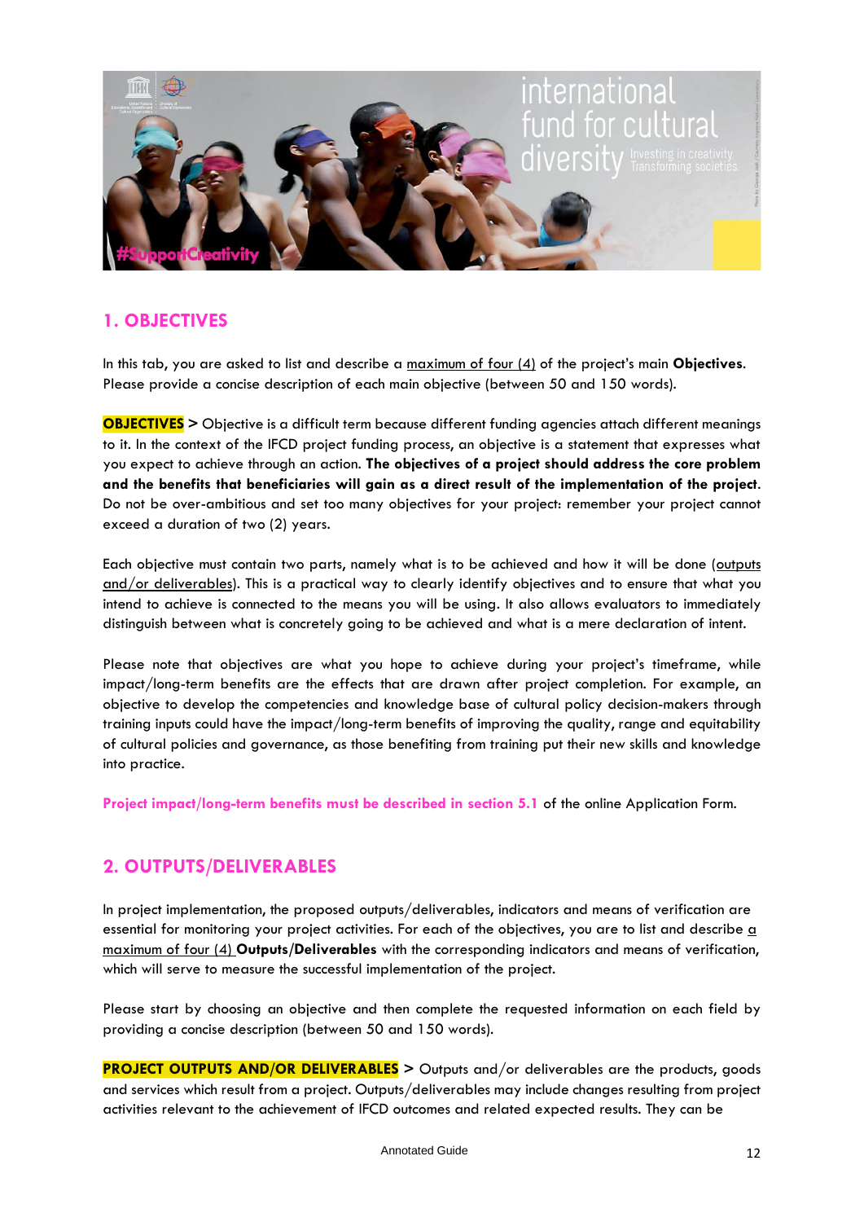## 1. OBJECTIVES

In this tab, you are asked to list and describe a maximum of four (4) of the project's main **Objectives**. Please provide a concise description of each main objective (between 50 and 150 words).

**OBJECTIVES >** Objective is a difficult term because different funding agencies attach different meanings to it. In the context of the IFCD project funding process, an objective is a statement that expresses what you expect to achieve through an action. **The objectives of a project should address the core problem and the benefits that beneficiaries will gain as a direct result of the implementation of the project**. Do not be over-ambitious and set too many objectives for your project: remember your project cannot exceed a duration of two (2) years.

Each objective must contain two parts, namely what is to be achieved and how it will be done (outputs and/or deliverables). This is a practical way to clearly identify objectives and to ensure that what you intend to achieve is connected to the means you will be using. It also allows evaluators to immediately distinguish between what is concretely going to be achieved and what is a mere declaration of intent.

Please note that objectives are what you hope to achieve during your project's timeframe, while impact/long-term benefits are the effects that are drawn after project completion. For example, an objective to develop the competencies and knowledge base of cultural policy decision-makers through training inputs could have the impact/long-term benefits of improving the quality, range and equitability of cultural policies and governance, as those benefiting from training put their new skills and knowledge into practice.

**Project impact/long-term benefits must be described in section 5.1** of the online Application Form.

## 2. OUTPUTS/DELIVERABLES

In project implementation, the proposed outputs/deliverables, indicators and means of verification are essential for monitoring your project activities. For each of the objectives, you are to list and describe a maximum of four (4) **Outputs/Deliverables** with the corresponding indicators and means of verification, which will serve to measure the successful implementation of the project.

Please start by choosing an objective and then complete the requested information on each field by providing a concise description (between 50 and 150 words).

**PROJECT OUTPUTS AND/OR DELIVERABLES >** Outputs and/or deliverables are the products, goods and services which result from a project. Outputs/deliverables may include changes resulting from project activities relevant to the achievement of IFCD outcomes and related expected results. They can be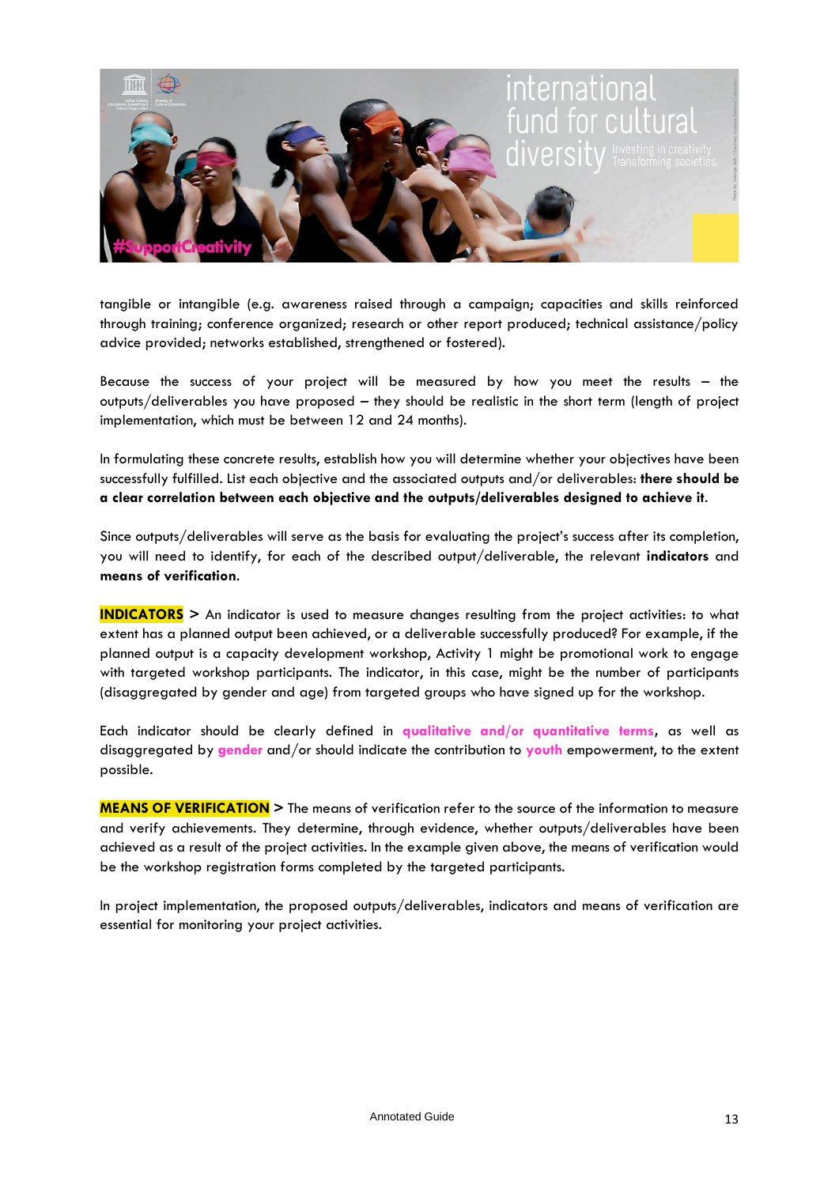tangible or intangible (e.g. awareness raised through a campaign; capacities and skills reinforced through training; conference organized; research or other report produced; technical assistance/policy advice provided; networks established, strengthened or fostered).

Because the success of your project will be measured by how you meet the results – the outputs/deliverables you have proposed – they should be realistic in the short term (length of project implementation, which must be between 12 and 24 months).

In formulating these concrete results, establish how you will determine whether your objectives have been successfully fulfilled. List each objective and the associated outputs and/or deliverables: **there should be a clear correlation between each objective and the outputs/deliverables designed to achieve it**.

Since outputs/deliverables will serve as the basis for evaluating the project's success after its completion, you will need to identify, for each of the described output/deliverable, the relevant **indicators** and **means of verification**.

**INDICATORS** > An indicator is used to measure changes resulting from the project activities: to what extent has a planned output been achieved, or a deliverable successfully produced? For example, if the planned output is a capacity development workshop, Activity 1 might be promotional work to engage with targeted workshop participants. The indicator, in this case, might be the number of participants (disaggregated by gender and age) from targeted groups who have signed up for the workshop.

Each indicator should be clearly defined in **qualitative and/or quantitative terms**, as well as disaggregated by **gender** and/or should indicate the contribution to **youth** empowerment, to the extent possible.

**MEANS OF VERIFICATION** > The means of verification refer to the source of the information to measure and verify achievements. They determine, through evidence, whether outputs/deliverables have been achieved as a result of the project activities. In the example given above, the means of verification would be the workshop registration forms completed by the targeted participants.

In project implementation, the proposed outputs/deliverables, indicators and means of verification are essential for monitoring your project activities.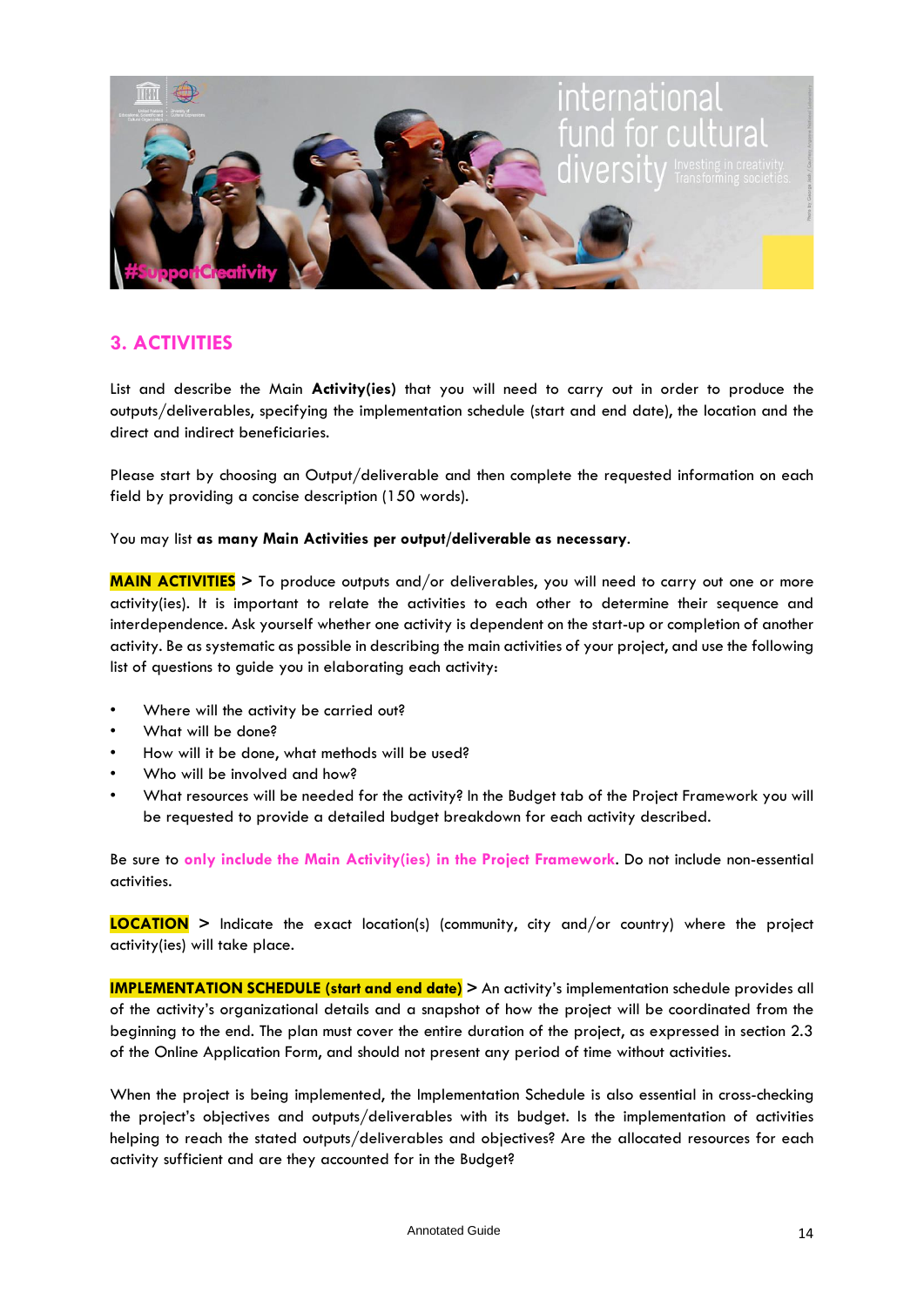## 3. ACTIVITIES

List and describe the Main **Activity(ies)** that you will need to carry out in order to produce the outputs/deliverables, specifying the implementation schedule (start and end date), the location and the direct and indirect beneficiaries.

Please start by choosing an Output/deliverable and then complete the requested information on each field by providing a concise description (150 words).

You may list **as many Main Activities per output/deliverable as necessary**.

**MAIN ACTIVITIES >** To produce outputs and/or deliverables, you will need to carry out one or more activity(ies). It is important to relate the activities to each other to determine their sequence and interdependence. Ask yourself whether one activity is dependent on the start-up or completion of another activity. Be as systematic as possible in describing the main activities of your project, and use the following list of questions to guide you in elaborating each activity:

- Where will the activity be carried out?
- What will be done?
- How will it be done, what methods will be used?
- Who will be involved and how?
- What resources will be needed for the activity? In the Budget tab of the Project Framework you will be requested to provide a detailed budget breakdown for each activity described.

Be sure to **only include the Main Activity(ies) in the Project Framework**. Do not include non-essential activities.

**LOCATION >** Indicate the exact location(s) (community, city and/or country) where the project activity(ies) will take place.

**IMPLEMENTATION SCHEDULE (start and end date) >** An activity's implementation schedule provides all of the activity's organizational details and a snapshot of how the project will be coordinated from the beginning to the end. The plan must cover the entire duration of the project, as expressed in section 2.3 of the Online Application Form, and should not present any period of time without activities.

When the project is being implemented, the Implementation Schedule is also essential in cross-checking the project's objectives and outputs/deliverables with its budget. Is the implementation of activities helping to reach the stated outputs/deliverables and objectives? Are the allocated resources for each activity sufficient and are they accounted for in the Budget?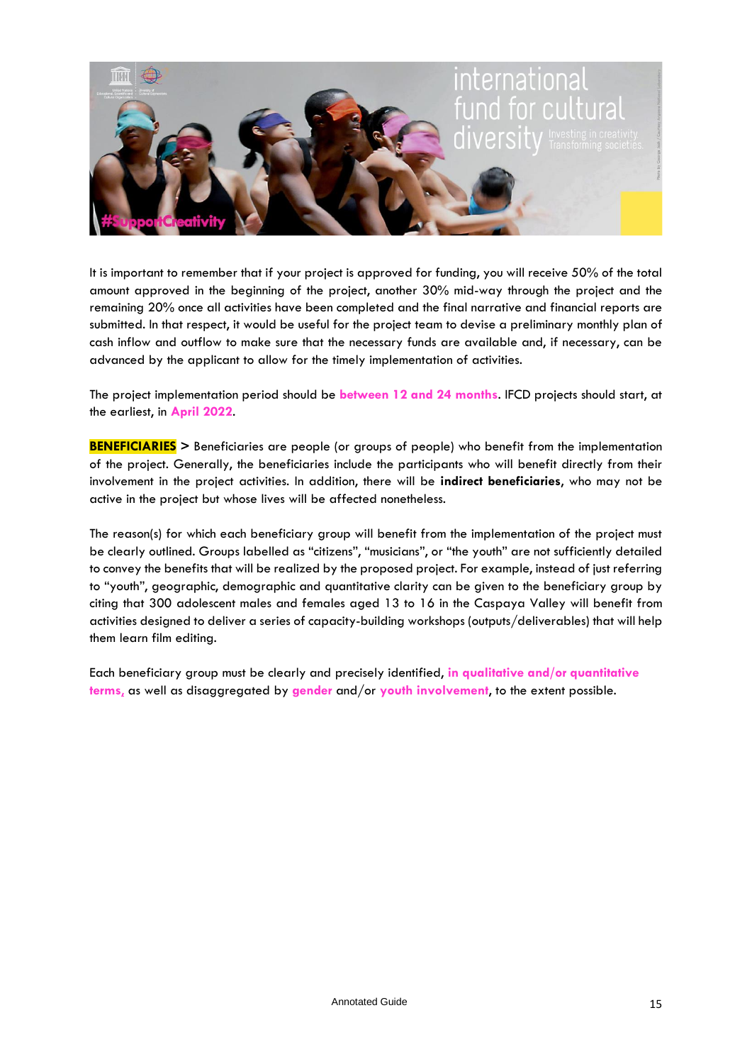It is important to remember that if your project is approved for funding, you will receive 50% of the total amount approved in the beginning of the project, another 30% mid-way through the project and the remaining 20% once all activities have been completed and the final narrative and financial reports are submitted. In that respect, it would be useful for the project team to devise a preliminary monthly plan of cash inflow and outflow to make sure that the necessary funds are available and, if necessary, can be advanced by the applicant to allow for the timely implementation of activities.

The project implementation period should be **between 12 and 24 months**. IFCD projects should start, at the earliest, in **April 2022**.

**BENEFICIARIES** > Beneficiaries are people (or groups of people) who benefit from the implementation of the project. Generally, the beneficiaries include the participants who will benefit directly from their involvement in the project activities. In addition, there will be **indirect beneficiaries**, who may not be active in the project but whose lives will be affected nonetheless.

The reason(s) for which each beneficiary group will benefit from the implementation of the project must be clearly outlined. Groups labelled as "citizens", "musicians", or "the youth" are not sufficiently detailed to convey the benefits that will be realized by the proposed project. For example, instead of just referring to "youth", geographic, demographic and quantitative clarity can be given to the beneficiary group by citing that 300 adolescent males and females aged 13 to 16 in the Caspaya Valley will benefit from activities designed to deliver a series of capacity-building workshops (outputs/deliverables) that will help them learn film editing.

Each beneficiary group must be clearly and precisely identified, **in qualitative and/or quantitative terms,** as well as disaggregated by **gender** and/or **youth involvement**, to the extent possible.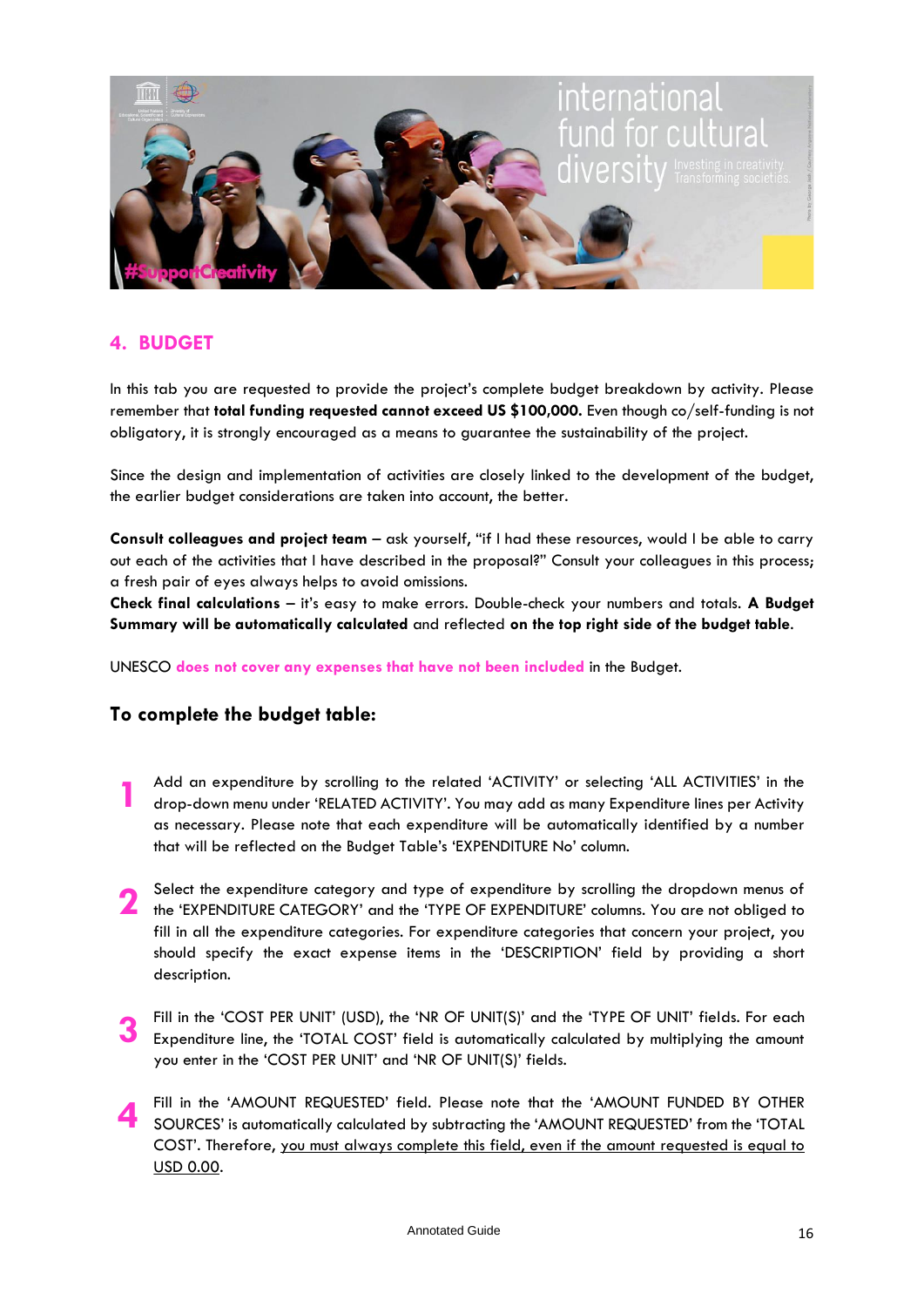## 4. BUDGET

In this tab you are requested to provide the project's complete budget breakdown by activity. Please remember that **total funding requested cannot exceed US $100,000.** Even though co/self-funding is not obligatory, it is strongly encouraged as a means to guarantee the sustainability of the project.

Since the design and implementation of activities are closely linked to the development of the budget, the earlier budget considerations are taken into account, the better.

**Consult colleagues and project team** – ask yourself, "if I had these resources, would I be able to carry out each of the activities that I have described in the proposal?" Consult your colleagues in this process; a fresh pair of eyes always helps to avoid omissions.
**Check final calculations** – it's easy to make errors. Double-check your numbers and totals. **A Budget Summary will be automatically calculated** and reflected **on the top right side of the budget table**.

UNESCO **does not cover any expenses that have not been included** in the Budget.

### To complete the budget table:

1. Add an expenditure by scrolling to the related 'ACTIVITY' or selecting 'ALL ACTIVITIES' in the drop-down menu under 'RELATED ACTIVITY'. You may add as many Expenditure lines per Activity as necessary. Please note that each expenditure will be automatically identified by a number that will be reflected on the Budget Table's 'EXPENDITURE No' column.

2. Select the expenditure category and type of expenditure by scrolling the dropdown menus of the 'EXPENDITURE CATEGORY' and the 'TYPE OF EXPENDITURE' columns. You are not obliged to fill in all the expenditure categories. For expenditure categories that concern your project, you should specify the exact expense items in the 'DESCRIPTION' field by providing a short description.

3. Fill in the 'COST PER UNIT' (USD), the 'NR OF UNIT(S)' and the 'TYPE OF UNIT' fields. For each Expenditure line, the 'TOTAL COST' field is automatically calculated by multiplying the amount you enter in the 'COST PER UNIT' and 'NR OF UNIT(S)' fields.

4. Fill in the 'AMOUNT REQUESTED' field. Please note that the 'AMOUNT FUNDED BY OTHER SOURCES' is automatically calculated by subtracting the 'AMOUNT REQUESTED' from the 'TOTAL COST'. Therefore, you must always complete this field, even if the amount requested is equal to USD 0.00.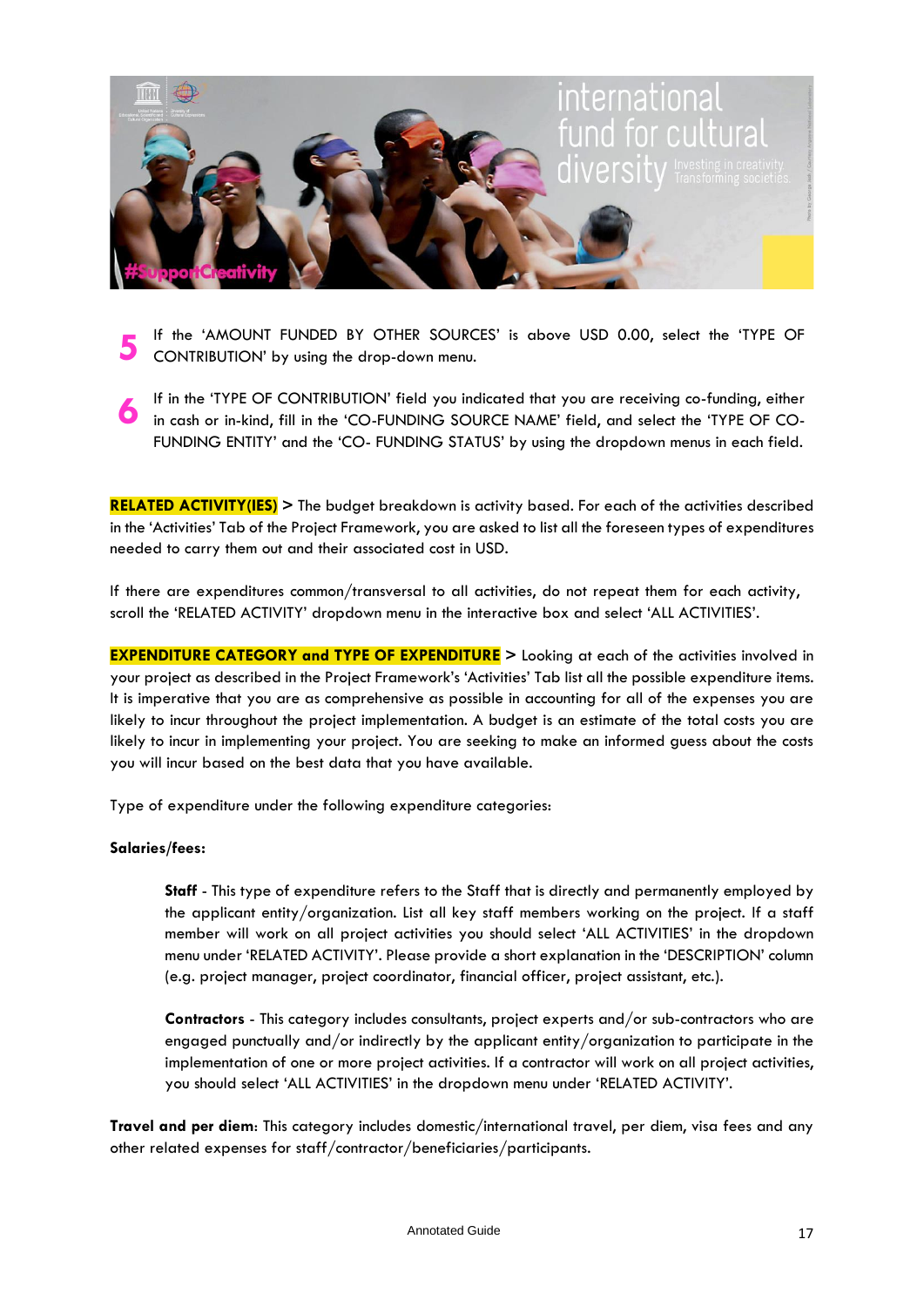**5** If the 'AMOUNT FUNDED BY OTHER SOURCES' is above USD 0.00, select the 'TYPE OF CONTRIBUTION' by using the drop-down menu.

**6** If in the 'TYPE OF CONTRIBUTION' field you indicated that you are receiving co-funding, either in cash or in-kind, fill in the 'CO-FUNDING SOURCE NAME' field, and select the 'TYPE OF CO-FUNDING ENTITY' and the 'CO- FUNDING STATUS' by using the dropdown menus in each field.

**RELATED ACTIVITY(IES) >** The budget breakdown is activity based. For each of the activities described in the 'Activities' Tab of the Project Framework, you are asked to list all the foreseen types of expenditures needed to carry them out and their associated cost in USD.

If there are expenditures common/transversal to all activities, do not repeat them for each activity, scroll the 'RELATED ACTIVITY' dropdown menu in the interactive box and select 'ALL ACTIVITIES'.

**EXPENDITURE CATEGORY and TYPE OF EXPENDITURE >** Looking at each of the activities involved in your project as described in the Project Framework's 'Activities' Tab list all the possible expenditure items. It is imperative that you are as comprehensive as possible in accounting for all of the expenses you are likely to incur throughout the project implementation. A budget is an estimate of the total costs you are likely to incur in implementing your project. You are seeking to make an informed guess about the costs you will incur based on the best data that you have available.

Type of expenditure under the following expenditure categories:

**Salaries/fees:**

**Staff** - This type of expenditure refers to the Staff that is directly and permanently employed by the applicant entity/organization. List all key staff members working on the project. If a staff member will work on all project activities you should select 'ALL ACTIVITIES' in the dropdown menu under 'RELATED ACTIVITY'. Please provide a short explanation in the 'DESCRIPTION' column (e.g. project manager, project coordinator, financial officer, project assistant, etc.).

**Contractors** - This category includes consultants, project experts and/or sub-contractors who are engaged punctually and/or indirectly by the applicant entity/organization to participate in the implementation of one or more project activities. If a contractor will work on all project activities, you should select 'ALL ACTIVITIES' in the dropdown menu under 'RELATED ACTIVITY'.

**Travel and per diem**: This category includes domestic/international travel, per diem, visa fees and any other related expenses for staff/contractor/beneficiaries/participants.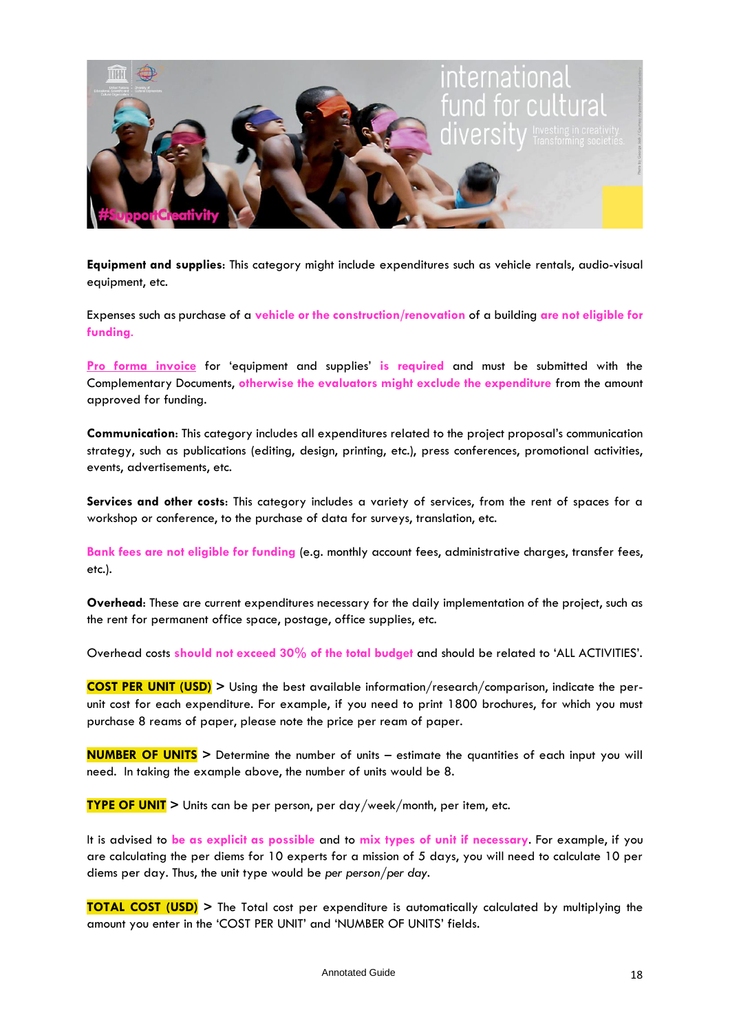**Equipment and supplies**: This category might include expenditures such as vehicle rentals, audio-visual equipment, etc.

Expenses such as purchase of a **vehicle or the construction/renovation** of a building **are not eligible for funding**.

**Pro forma invoice** for 'equipment and supplies' **is required** and must be submitted with the Complementary Documents, **otherwise the evaluators might exclude the expenditure** from the amount approved for funding.

**Communication**: This category includes all expenditures related to the project proposal's communication strategy, such as publications (editing, design, printing, etc.), press conferences, promotional activities, events, advertisements, etc.

**Services and other costs**: This category includes a variety of services, from the rent of spaces for a workshop or conference, to the purchase of data for surveys, translation, etc.

**Bank fees are not eligible for funding** (e.g. monthly account fees, administrative charges, transfer fees, etc.).

**Overhead**: These are current expenditures necessary for the daily implementation of the project, such as the rent for permanent office space, postage, office supplies, etc.

Overhead costs **should not exceed 30% of the total budget** and should be related to 'ALL ACTIVITIES'.

**COST PER UNIT (USD)** > Using the best available information/research/comparison, indicate the per-unit cost for each expenditure. For example, if you need to print 1800 brochures, for which you must purchase 8 reams of paper, please note the price per ream of paper.

**NUMBER OF UNITS** > Determine the number of units – estimate the quantities of each input you will need. In taking the example above, the number of units would be 8.

**TYPE OF UNIT** > Units can be per person, per day/week/month, per item, etc.

It is advised to **be as explicit as possible** and to **mix types of unit if necessary**. For example, if you are calculating the per diems for 10 experts for a mission of 5 days, you will need to calculate 10 per diems per day. Thus, the unit type would be *per person/per day*.

**TOTAL COST (USD)** > The Total cost per expenditure is automatically calculated by multiplying the amount you enter in the 'COST PER UNIT' and 'NUMBER OF UNITS' fields.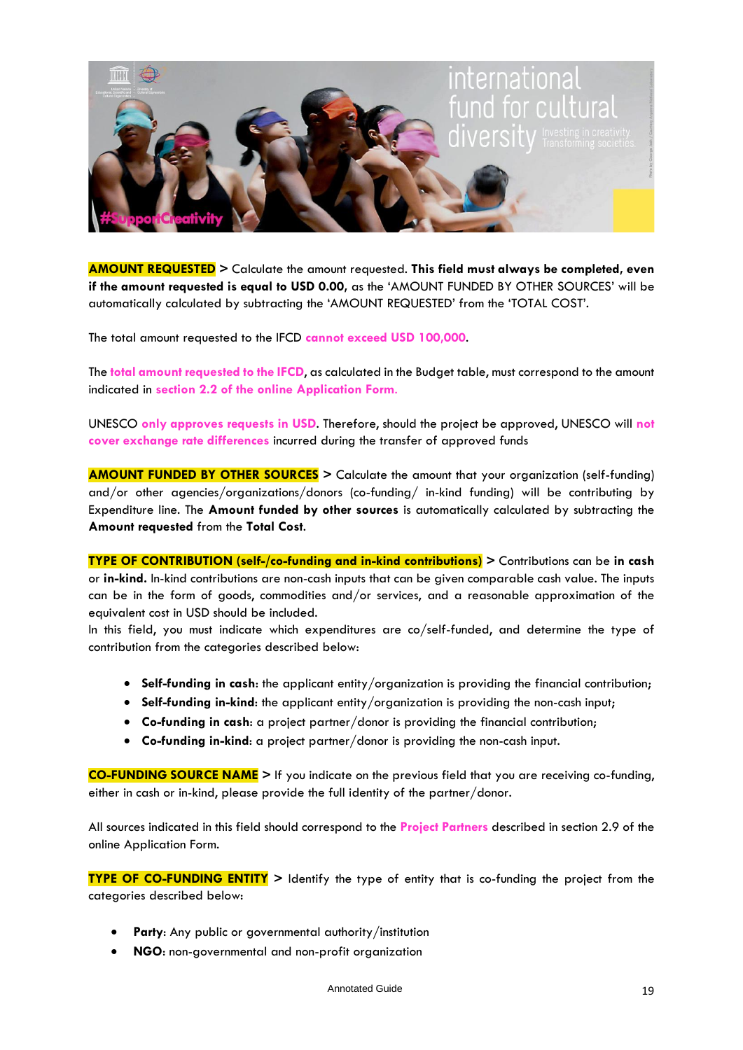**AMOUNT REQUESTED** > Calculate the amount requested. **This field must always be completed, even if the amount requested is equal to USD 0.00,** as the 'AMOUNT FUNDED BY OTHER SOURCES' will be automatically calculated by subtracting the 'AMOUNT REQUESTED' from the 'TOTAL COST'.

The total amount requested to the IFCD **cannot exceed USD 100,000**.

The **total amount requested to the IFCD**, as calculated in the Budget table, must correspond to the amount indicated in **section 2.2 of the online Application Form.**

UNESCO **only approves requests in USD**. Therefore, should the project be approved, UNESCO will **not cover exchange rate differences** incurred during the transfer of approved funds

**AMOUNT FUNDED BY OTHER SOURCES** > Calculate the amount that your organization (self-funding) and/or other agencies/organizations/donors (co-funding/ in-kind funding) will be contributing by Expenditure line. The **Amount funded by other sources** is automatically calculated by subtracting the **Amount requested** from the **Total Cost**.

**TYPE OF CONTRIBUTION (self-/co-funding and in-kind contributions)** > Contributions can be **in cash** or **in-kind.** In-kind contributions are non-cash inputs that can be given comparable cash value. The inputs can be in the form of goods, commodities and/or services, and a reasonable approximation of the equivalent cost in USD should be included.

In this field, you must indicate which expenditures are co/self-funded, and determine the type of contribution from the categories described below:

- **Self-funding in cash**: the applicant entity/organization is providing the financial contribution;
- **Self-funding in-kind**: the applicant entity/organization is providing the non-cash input;
- **Co-funding in cash**: a project partner/donor is providing the financial contribution;
- **Co-funding in-kind**: a project partner/donor is providing the non-cash input.

**CO-FUNDING SOURCE NAME** > If you indicate on the previous field that you are receiving co-funding, either in cash or in-kind, please provide the full identity of the partner/donor.

All sources indicated in this field should correspond to the **Project Partners** described in section 2.9 of the online Application Form.

**TYPE OF CO-FUNDING ENTITY** > Identify the type of entity that is co-funding the project from the categories described below:

- **Party**: Any public or governmental authority/institution
- **NGO**: non-governmental and non-profit organization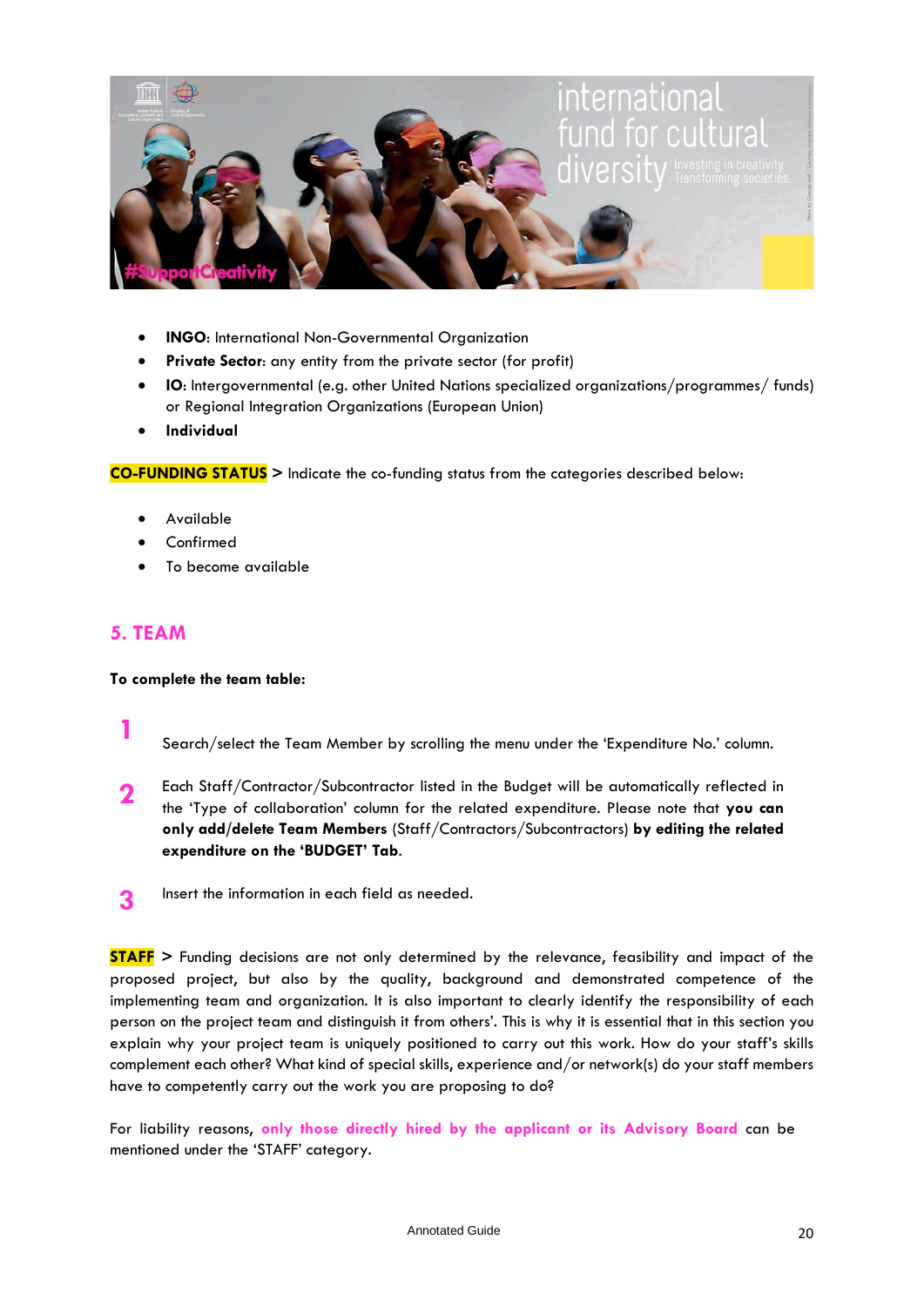- **INGO**: International Non-Governmental Organization
- **Private Sector**: any entity from the private sector (for profit)
- **IO**: Intergovernmental (e.g. other United Nations specialized organizations/programmes/ funds) or Regional Integration Organizations (European Union)
- **Individual**

**CO-FUNDING STATUS** > Indicate the co-funding status from the categories described below:

- Available
- Confirmed
- To become available

## 5. TEAM

**To complete the team table:**

1. Search/select the Team Member by scrolling the menu under the 'Expenditure No.' column.

2. Each Staff/Contractor/Subcontractor listed in the Budget will be automatically reflected in the 'Type of collaboration' column for the related expenditure. Please note that **you can only add/delete Team Members** (Staff/Contractors/Subcontractors) **by editing the related expenditure on the 'BUDGET' Tab**.

3. Insert the information in each field as needed.

**STAFF** > Funding decisions are not only determined by the relevance, feasibility and impact of the proposed project, but also by the quality, background and demonstrated competence of the implementing team and organization. It is also important to clearly identify the responsibility of each person on the project team and distinguish it from others'. This is why it is essential that in this section you explain why your project team is uniquely positioned to carry out this work. How do your staff's skills complement each other? What kind of special skills, experience and/or network(s) do your staff members have to competently carry out the work you are proposing to do?

For liability reasons, **only those directly hired by the applicant or its Advisory Board** can be mentioned under the 'STAFF' category.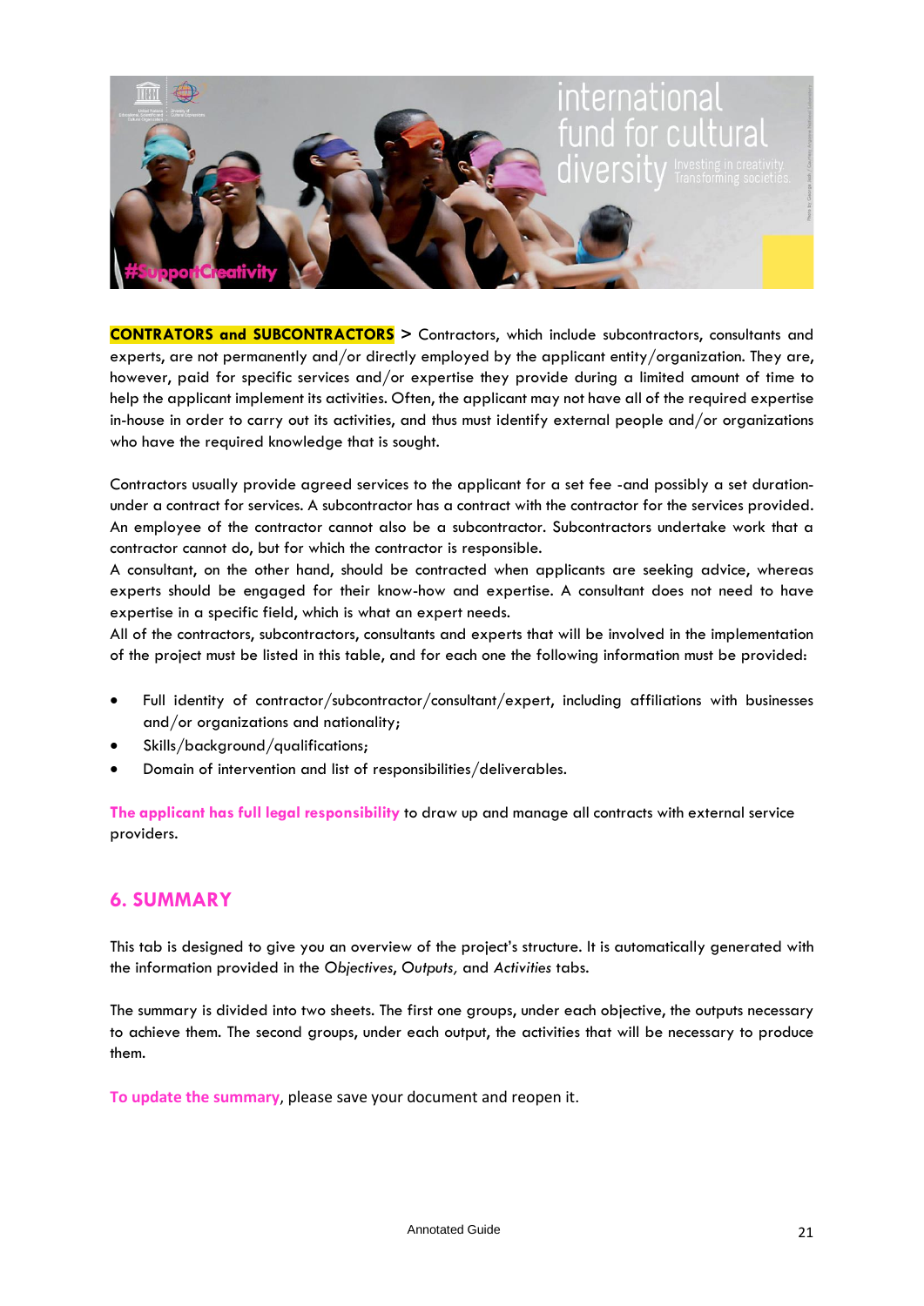**CONTRATORS and SUBCONTRACTORS** > Contractors, which include subcontractors, consultants and experts, are not permanently and/or directly employed by the applicant entity/organization. They are, however, paid for specific services and/or expertise they provide during a limited amount of time to help the applicant implement its activities. Often, the applicant may not have all of the required expertise in-house in order to carry out its activities, and thus must identify external people and/or organizations who have the required knowledge that is sought.

Contractors usually provide agreed services to the applicant for a set fee -and possibly a set duration- under a contract for services. A subcontractor has a contract with the contractor for the services provided. An employee of the contractor cannot also be a subcontractor. Subcontractors undertake work that a contractor cannot do, but for which the contractor is responsible.
A consultant, on the other hand, should be contracted when applicants are seeking advice, whereas experts should be engaged for their know-how and expertise. A consultant does not need to have expertise in a specific field, which is what an expert needs.
All of the contractors, subcontractors, consultants and experts that will be involved in the implementation of the project must be listed in this table, and for each one the following information must be provided:

- Full identity of contractor/subcontractor/consultant/expert, including affiliations with businesses and/or organizations and nationality;
- Skills/background/qualifications;
- Domain of intervention and list of responsibilities/deliverables.

**The applicant has full legal responsibility** to draw up and manage all contracts with external service providers.

## 6. SUMMARY

This tab is designed to give you an overview of the project's structure. It is automatically generated with the information provided in the *Objectives*, *Outputs,* and *Activities* tabs.

The summary is divided into two sheets. The first one groups, under each objective, the outputs necessary to achieve them. The second groups, under each output, the activities that will be necessary to produce them.

**To update the summary**, please save your document and reopen it.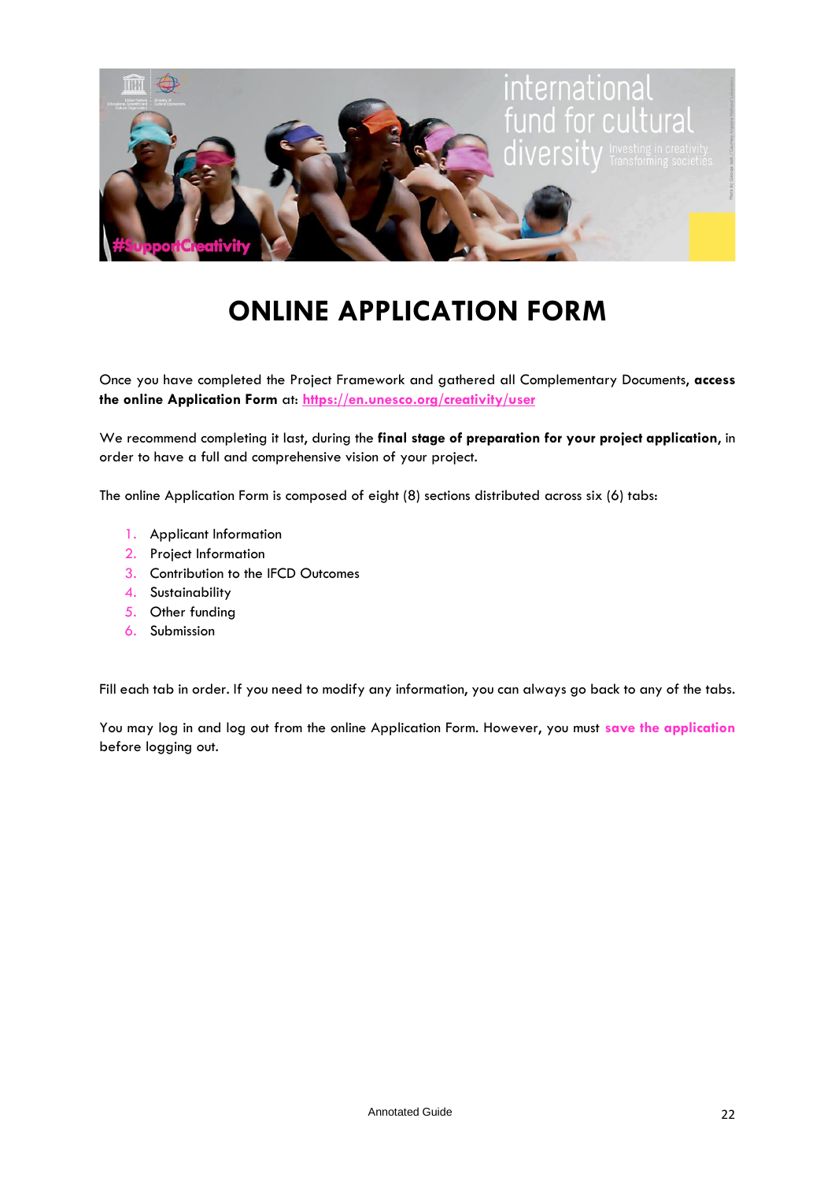# ONLINE APPLICATION FORM

Once you have completed the Project Framework and gathered all Complementary Documents, **access the online Application Form** at: [https://en.unesco.org/creativity/user](https://en.unesco.org/creativity/user)

We recommend completing it last, during the **final stage of preparation for your project application**, in order to have a full and comprehensive vision of your project.

The online Application Form is composed of eight (8) sections distributed across six (6) tabs:

1. Applicant Information
2. Project Information
3. Contribution to the IFCD Outcomes
4. Sustainability
5. Other funding
6. Submission

Fill each tab in order. If you need to modify any information, you can always go back to any of the tabs.

You may log in and log out from the online Application Form. However, you must **save the application** before logging out.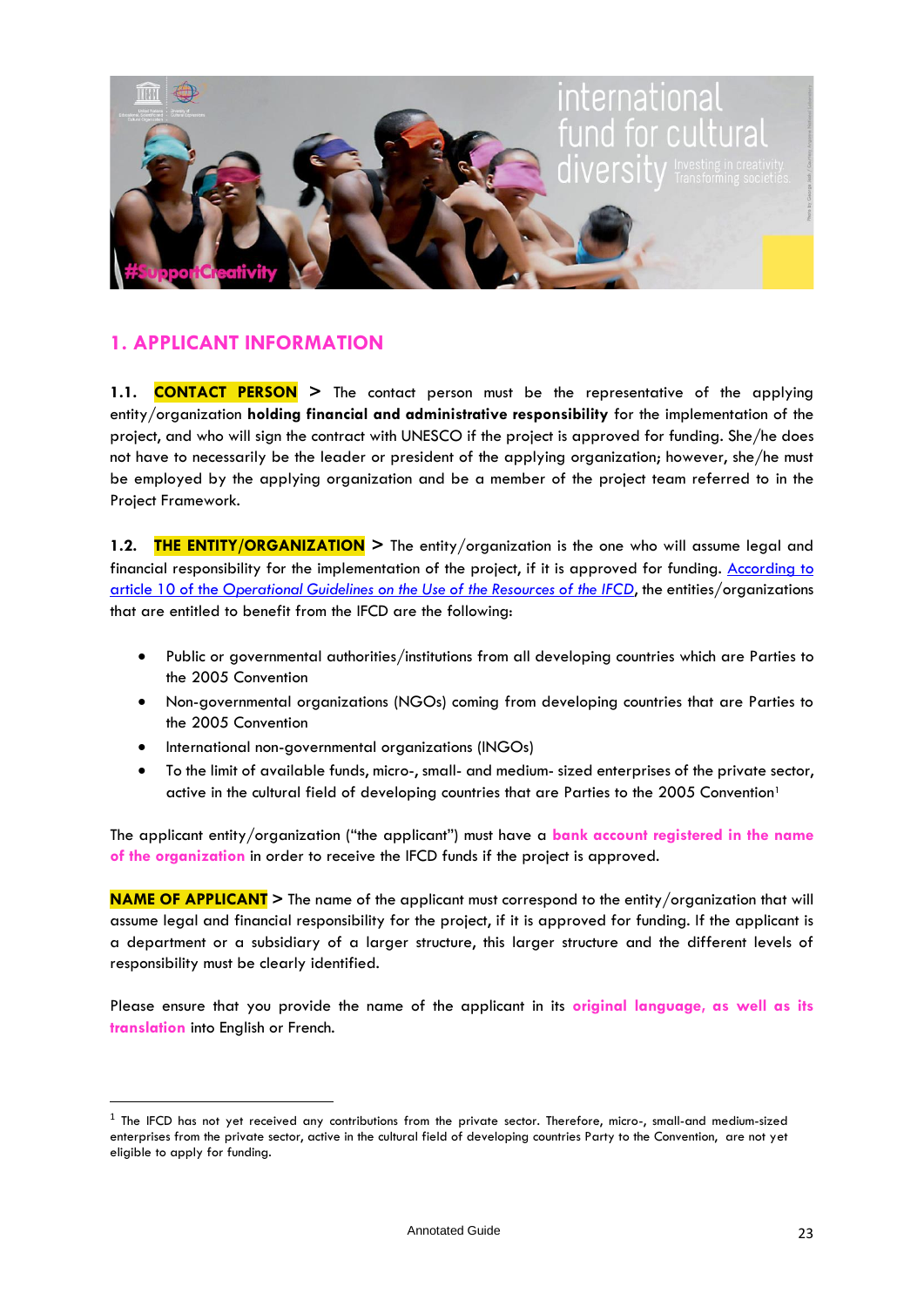## 1. APPLICANT INFORMATION

**1.1. CONTACT PERSON >** The contact person must be the representative of the applying entity/organization **holding financial and administrative responsibility** for the implementation of the project, and who will sign the contract with UNESCO if the project is approved for funding. She/he does not have to necessarily be the leader or president of the applying organization; however, she/he must be employed by the applying organization and be a member of the project team referred to in the Project Framework.

**1.2. THE ENTITY/ORGANIZATION >** The entity/organization is the one who will assume legal and financial responsibility for the implementation of the project, if it is approved for funding. According to article 10 of the *Operational Guidelines on the Use of the Resources of the IFCD*, the entities/organizations that are entitled to benefit from the IFCD are the following:

- Public or governmental authorities/institutions from all developing countries which are Parties to the 2005 Convention
- Non-governmental organizations (NGOs) coming from developing countries that are Parties to the 2005 Convention
- International non-governmental organizations (INGOs)
- To the limit of available funds, micro-, small- and medium- sized enterprises of the private sector, active in the cultural field of developing countries that are Parties to the 2005 Convention[1]

The applicant entity/organization ("the applicant") must have a **bank account registered in the name of the organization** in order to receive the IFCD funds if the project is approved.

**NAME OF APPLICANT >** The name of the applicant must correspond to the entity/organization that will assume legal and financial responsibility for the project, if it is approved for funding. If the applicant is a department or a subsidiary of a larger structure, this larger structure and the different levels of responsibility must be clearly identified.

Please ensure that you provide the name of the applicant in its **original language, as well as its translation** into English or French.

---

[1] The IFCD has not yet received any contributions from the private sector. Therefore, micro-, small-and medium-sized enterprises from the private sector, active in the cultural field of developing countries Party to the Convention, are not yet eligible to apply for funding.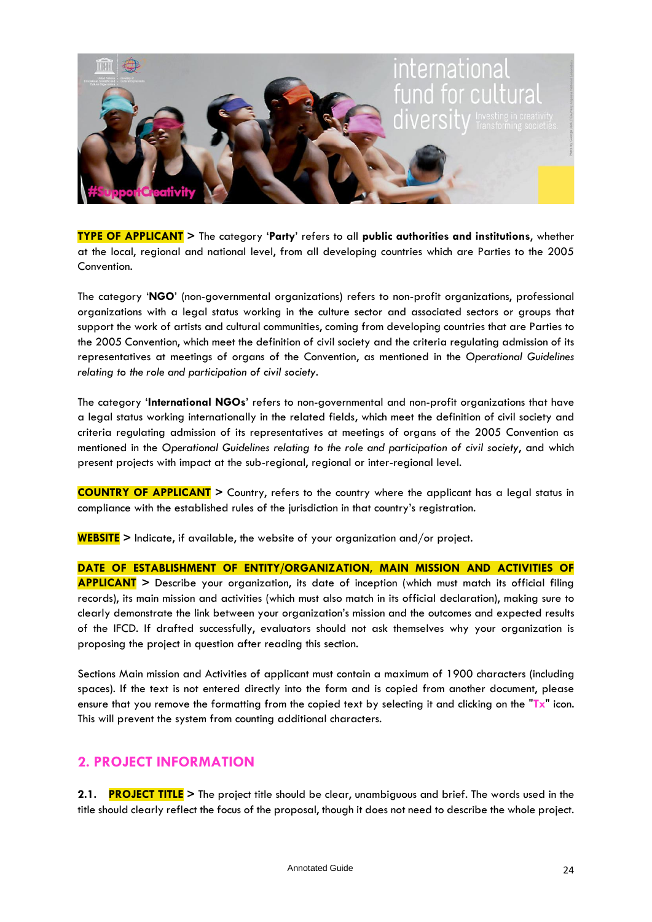**TYPE OF APPLICANT** > The category '**Party**' refers to all **public authorities and institutions**, whether at the local, regional and national level, from all developing countries which are Parties to the 2005 Convention.

The category '**NGO**' (non-governmental organizations) refers to non-profit organizations, professional organizations with a legal status working in the culture sector and associated sectors or groups that support the work of artists and cultural communities, coming from developing countries that are Parties to the 2005 Convention, which meet the definition of civil society and the criteria regulating admission of its representatives at meetings of organs of the Convention, as mentioned in the *Operational Guidelines relating to the role and participation of civil society*.

The category '**International NGOs**' refers to non-governmental and non-profit organizations that have a legal status working internationally in the related fields, which meet the definition of civil society and criteria regulating admission of its representatives at meetings of organs of the 2005 Convention as mentioned in the *Operational Guidelines relating to the role and participation of civil society*, and which present projects with impact at the sub-regional, regional or inter-regional level.

**COUNTRY OF APPLICANT** > Country, refers to the country where the applicant has a legal status in compliance with the established rules of the jurisdiction in that country's registration.

**WEBSITE** > Indicate, if available, the website of your organization and/or project.

**DATE OF ESTABLISHMENT OF ENTITY/ORGANIZATION, MAIN MISSION AND ACTIVITIES OF APPLICANT** > Describe your organization, its date of inception (which must match its official filing records), its main mission and activities (which must also match in its official declaration), making sure to clearly demonstrate the link between your organization's mission and the outcomes and expected results of the IFCD. If drafted successfully, evaluators should not ask themselves why your organization is proposing the project in question after reading this section.

Sections Main mission and Activities of applicant must contain a maximum of 1900 characters (including spaces). If the text is not entered directly into the form and is copied from another document, please ensure that you remove the formatting from the copied text by selecting it and clicking on the "**Tx**" icon. This will prevent the system from counting additional characters.

## 2. PROJECT INFORMATION

**2.1. PROJECT TITLE** > The project title should be clear, unambiguous and brief. The words used in the title should clearly reflect the focus of the proposal, though it does not need to describe the whole project.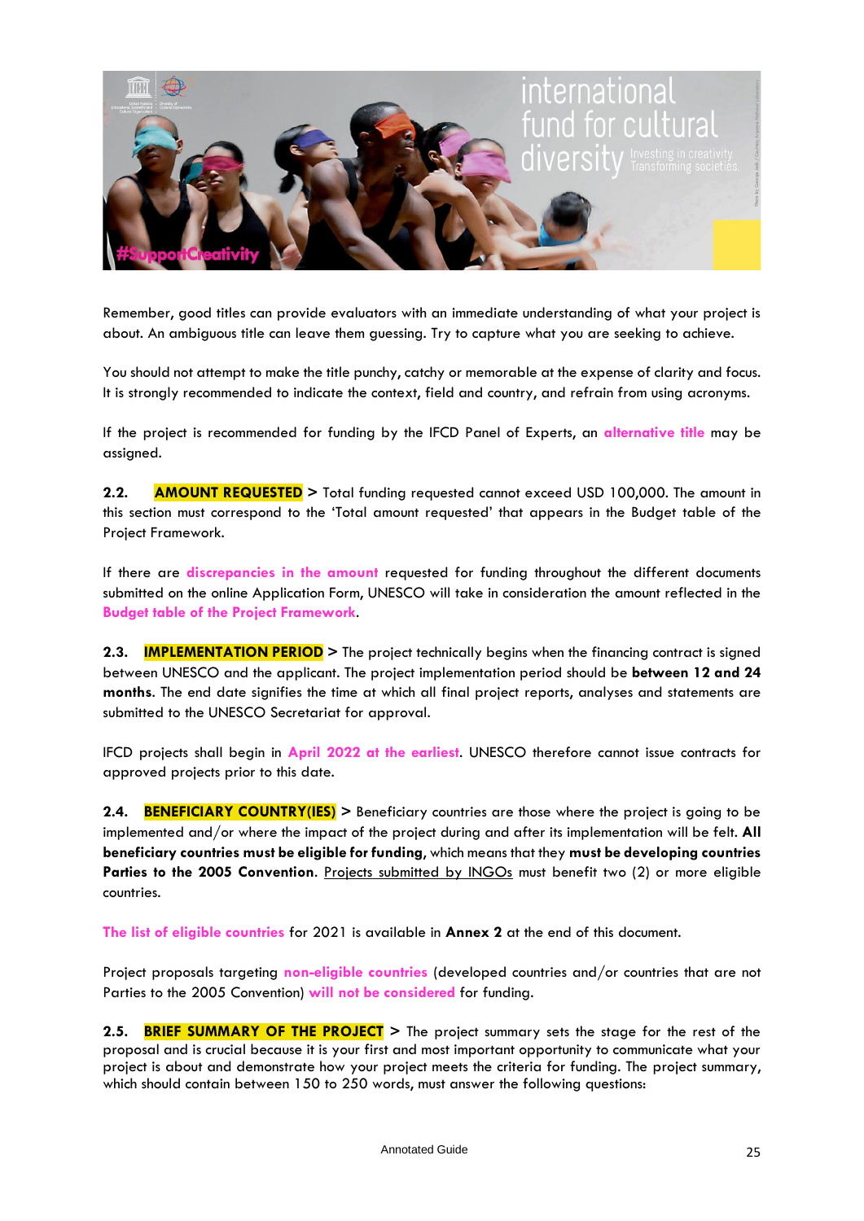Remember, good titles can provide evaluators with an immediate understanding of what your project is about. An ambiguous title can leave them guessing. Try to capture what you are seeking to achieve.

You should not attempt to make the title punchy, catchy or memorable at the expense of clarity and focus. It is strongly recommended to indicate the context, field and country, and refrain from using acronyms.

If the project is recommended for funding by the IFCD Panel of Experts, an **alternative title** may be assigned.

**2.2. AMOUNT REQUESTED >** Total funding requested cannot exceed USD 100,000. The amount in this section must correspond to the 'Total amount requested' that appears in the Budget table of the Project Framework.

If there are **discrepancies in the amount** requested for funding throughout the different documents submitted on the online Application Form, UNESCO will take in consideration the amount reflected in the **Budget table of the Project Framework**.

**2.3. IMPLEMENTATION PERIOD >** The project technically begins when the financing contract is signed between UNESCO and the applicant. The project implementation period should be **between 12 and 24 months**. The end date signifies the time at which all final project reports, analyses and statements are submitted to the UNESCO Secretariat for approval.

IFCD projects shall begin in **April 2022 at the earliest**. UNESCO therefore cannot issue contracts for approved projects prior to this date.

**2.4. BENEFICIARY COUNTRY(IES) >** Beneficiary countries are those where the project is going to be implemented and/or where the impact of the project during and after its implementation will be felt. **All beneficiary countries must be eligible for funding**, which means that they **must be developing countries Parties to the 2005 Convention**. Projects submitted by INGOs must benefit two (2) or more eligible countries.

**The list of eligible countries** for 2021 is available in **Annex 2** at the end of this document.

Project proposals targeting **non-eligible countries** (developed countries and/or countries that are not Parties to the 2005 Convention) **will not be considered** for funding.

**2.5. BRIEF SUMMARY OF THE PROJECT >** The project summary sets the stage for the rest of the proposal and is crucial because it is your first and most important opportunity to communicate what your project is about and demonstrate how your project meets the criteria for funding. The project summary, which should contain between 150 to 250 words, must answer the following questions: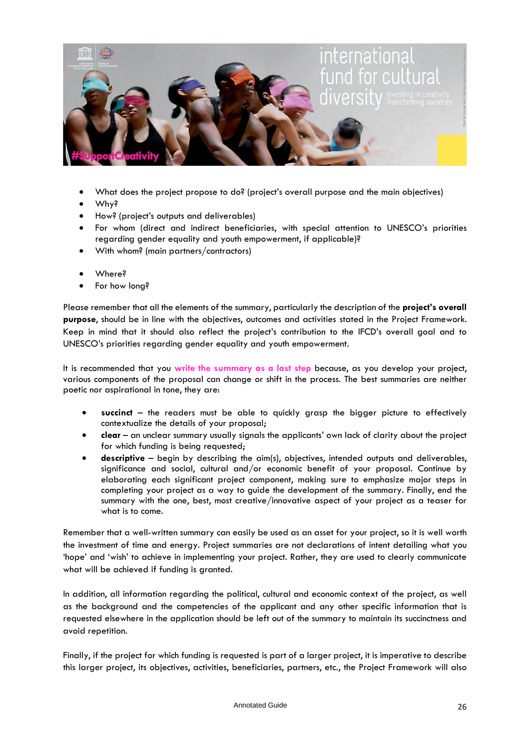- What does the project propose to do? (project's overall purpose and the main objectives)
- Why?
- How? (project's outputs and deliverables)
- For whom (direct and indirect beneficiaries, with special attention to UNESCO's priorities regarding gender equality and youth empowerment, if applicable)?
- With whom? (main partners/contractors)

- Where?
- For how long?

Please remember that all the elements of the summary, particularly the description of the **project's overall purpose**, should be in line with the objectives, outcomes and activities stated in the Project Framework. Keep in mind that it should also reflect the project's contribution to the IFCD's overall goal and to UNESCO's priorities regarding gender equality and youth empowerment.

It is recommended that you **write the summary as a last step** because, as you develop your project, various components of the proposal can change or shift in the process. The best summaries are neither poetic nor aspirational in tone, they are:

- **succinct** – the readers must be able to quickly grasp the bigger picture to effectively contextualize the details of your proposal;
- **clear** – an unclear summary usually signals the applicants' own lack of clarity about the project for which funding is being requested;
- **descriptive** – begin by describing the aim(s), objectives, intended outputs and deliverables, significance and social, cultural and/or economic benefit of your proposal. Continue by elaborating each significant project component, making sure to emphasize major steps in completing your project as a way to guide the development of the summary. Finally, end the summary with the one, best, most creative/innovative aspect of your project as a teaser for what is to come.

Remember that a well-written summary can easily be used as an asset for your project, so it is well worth the investment of time and energy. Project summaries are not declarations of intent detailing what you 'hope' and 'wish' to achieve in implementing your project. Rather, they are used to clearly communicate what will be achieved if funding is granted.

In addition, all information regarding the political, cultural and economic context of the project, as well as the background and the competencies of the applicant and any other specific information that is requested elsewhere in the application should be left out of the summary to maintain its succinctness and avoid repetition.

Finally, if the project for which funding is requested is part of a larger project, it is imperative to describe this larger project, its objectives, activities, beneficiaries, partners, etc., the Project Framework will also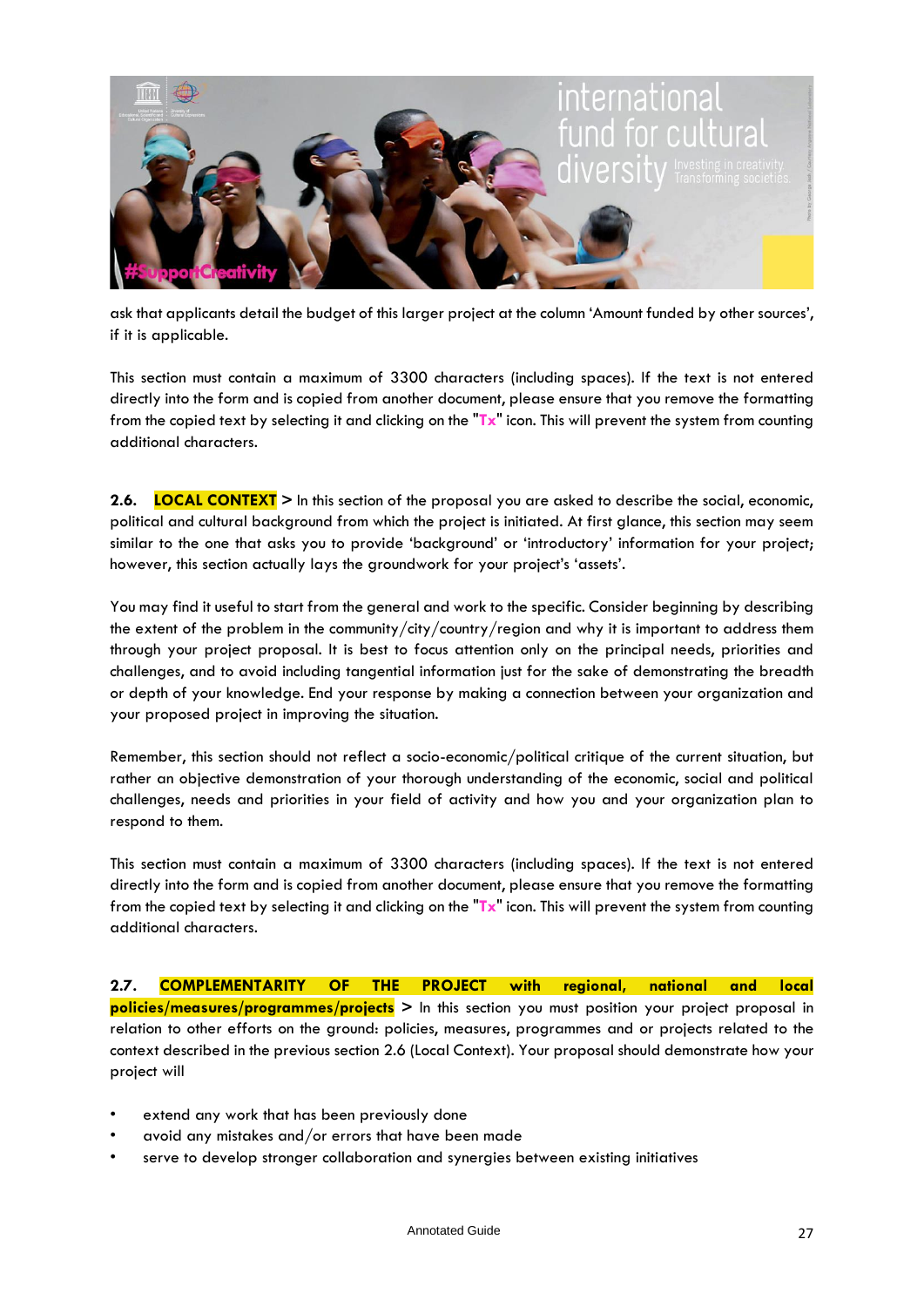ask that applicants detail the budget of this larger project at the column 'Amount funded by other sources', if it is applicable.

This section must contain a maximum of 3300 characters (including spaces). If the text is not entered directly into the form and is copied from another document, please ensure that you remove the formatting from the copied text by selecting it and clicking on the "Tx" icon. This will prevent the system from counting additional characters.

**2.6. LOCAL CONTEXT >** In this section of the proposal you are asked to describe the social, economic, political and cultural background from which the project is initiated. At first glance, this section may seem similar to the one that asks you to provide 'background' or 'introductory' information for your project; however, this section actually lays the groundwork for your project's 'assets'.

You may find it useful to start from the general and work to the specific. Consider beginning by describing the extent of the problem in the community/city/country/region and why it is important to address them through your project proposal. It is best to focus attention only on the principal needs, priorities and challenges, and to avoid including tangential information just for the sake of demonstrating the breadth or depth of your knowledge. End your response by making a connection between your organization and your proposed project in improving the situation.

Remember, this section should not reflect a socio-economic/political critique of the current situation, but rather an objective demonstration of your thorough understanding of the economic, social and political challenges, needs and priorities in your field of activity and how you and your organization plan to respond to them.

This section must contain a maximum of 3300 characters (including spaces). If the text is not entered directly into the form and is copied from another document, please ensure that you remove the formatting from the copied text by selecting it and clicking on the "Tx" icon. This will prevent the system from counting additional characters.

**2.7. COMPLEMENTARITY OF THE PROJECT with regional, national and local policies/measures/programmes/projects >** In this section you must position your project proposal in relation to other efforts on the ground: policies, measures, programmes and or projects related to the context described in the previous section 2.6 (Local Context). Your proposal should demonstrate how your project will

- extend any work that has been previously done
- avoid any mistakes and/or errors that have been made
- serve to develop stronger collaboration and synergies between existing initiatives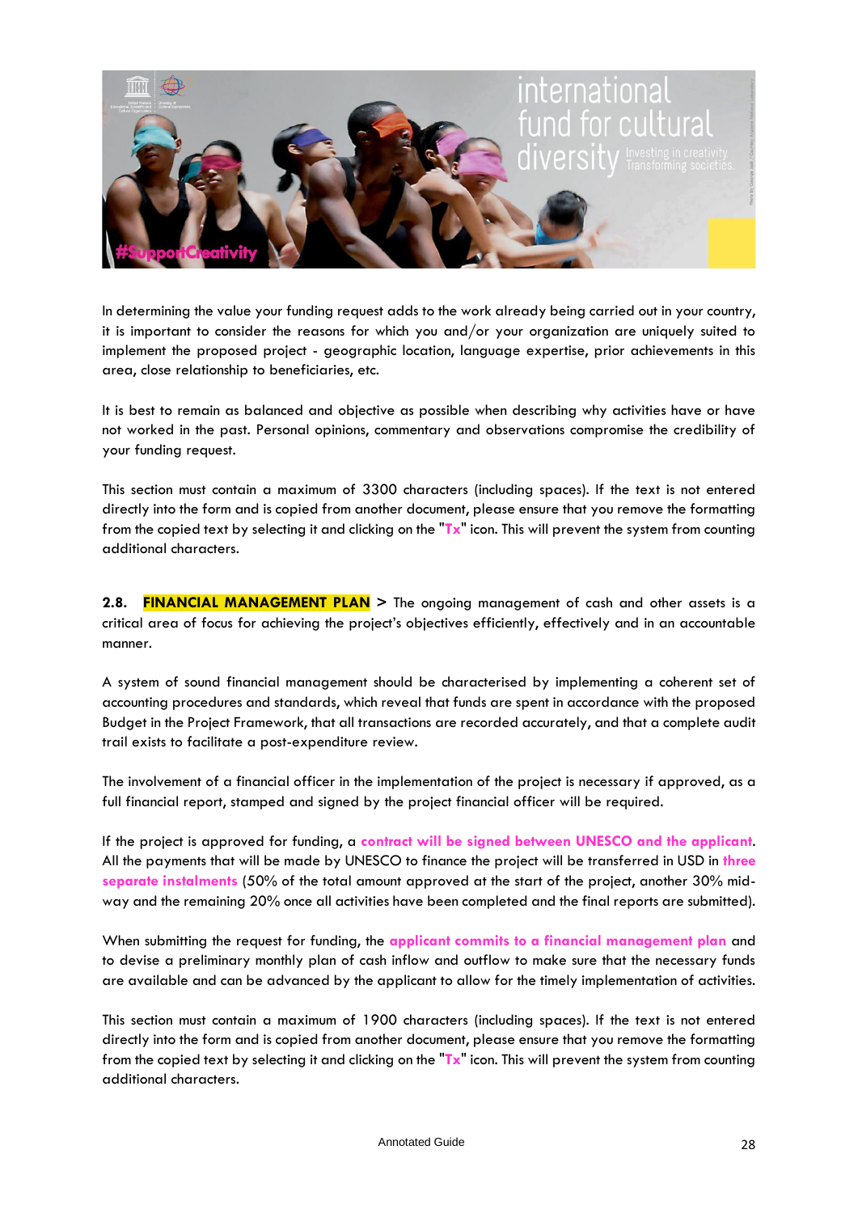In determining the value your funding request adds to the work already being carried out in your country, it is important to consider the reasons for which you and/or your organization are uniquely suited to implement the proposed project - geographic location, language expertise, prior achievements in this area, close relationship to beneficiaries, etc.

It is best to remain as balanced and objective as possible when describing why activities have or have not worked in the past. Personal opinions, commentary and observations compromise the credibility of your funding request.

This section must contain a maximum of 3300 characters (including spaces). If the text is not entered directly into the form and is copied from another document, please ensure that you remove the formatting from the copied text by selecting it and clicking on the "**Tx**" icon. This will prevent the system from counting additional characters.

**2.8. FINANCIAL MANAGEMENT PLAN >** The ongoing management of cash and other assets is a critical area of focus for achieving the project's objectives efficiently, effectively and in an accountable manner.

A system of sound financial management should be characterised by implementing a coherent set of accounting procedures and standards, which reveal that funds are spent in accordance with the proposed Budget in the Project Framework, that all transactions are recorded accurately, and that a complete audit trail exists to facilitate a post-expenditure review.

The involvement of a financial officer in the implementation of the project is necessary if approved, as a full financial report, stamped and signed by the project financial officer will be required.

If the project is approved for funding, a **contract will be signed between UNESCO and the applicant**. All the payments that will be made by UNESCO to finance the project will be transferred in USD in **three separate instalments** (50% of the total amount approved at the start of the project, another 30% mid-way and the remaining 20% once all activities have been completed and the final reports are submitted).

When submitting the request for funding, the **applicant commits to a financial management plan** and to devise a preliminary monthly plan of cash inflow and outflow to make sure that the necessary funds are available and can be advanced by the applicant to allow for the timely implementation of activities.

This section must contain a maximum of 1900 characters (including spaces). If the text is not entered directly into the form and is copied from another document, please ensure that you remove the formatting from the copied text by selecting it and clicking on the "**Tx**" icon. This will prevent the system from counting additional characters.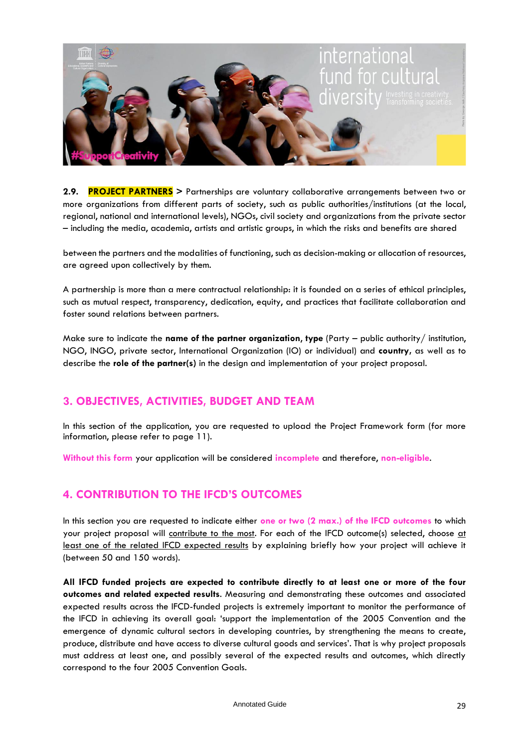**2.9. PROJECT PARTNERS** > Partnerships are voluntary collaborative arrangements between two or more organizations from different parts of society, such as public authorities/institutions (at the local, regional, national and international levels), NGOs, civil society and organizations from the private sector – including the media, academia, artists and artistic groups, in which the risks and benefits are shared

between the partners and the modalities of functioning, such as decision-making or allocation of resources, are agreed upon collectively by them.

A partnership is more than a mere contractual relationship: it is founded on a series of ethical principles, such as mutual respect, transparency, dedication, equity, and practices that facilitate collaboration and foster sound relations between partners.

Make sure to indicate the **name of the partner organization, type** (Party – public authority/ institution, NGO, INGO, private sector, International Organization (IO) or individual) and **country**, as well as to describe the **role of the partner(s)** in the design and implementation of your project proposal.

## 3. OBJECTIVES, ACTIVITIES, BUDGET AND TEAM

In this section of the application, you are requested to upload the Project Framework form (for more information, please refer to page 11).

**Without this form** your application will be considered **incomplete** and therefore, **non-eligible**.

## 4. CONTRIBUTION TO THE IFCD'S OUTCOMES

In this section you are requested to indicate either **one or two (2 max.) of the IFCD outcomes** to which your project proposal will contribute to the most. For each of the IFCD outcome(s) selected, choose at least one of the related IFCD expected results by explaining briefly how your project will achieve it (between 50 and 150 words).

**All IFCD funded projects are expected to contribute directly to at least one or more of the four outcomes and related expected results.** Measuring and demonstrating these outcomes and associated expected results across the IFCD-funded projects is extremely important to monitor the performance of the IFCD in achieving its overall goal: 'support the implementation of the 2005 Convention and the emergence of dynamic cultural sectors in developing countries, by strengthening the means to create, produce, distribute and have access to diverse cultural goods and services'. That is why project proposals must address at least one, and possibly several of the expected results and outcomes, which directly correspond to the four 2005 Convention Goals.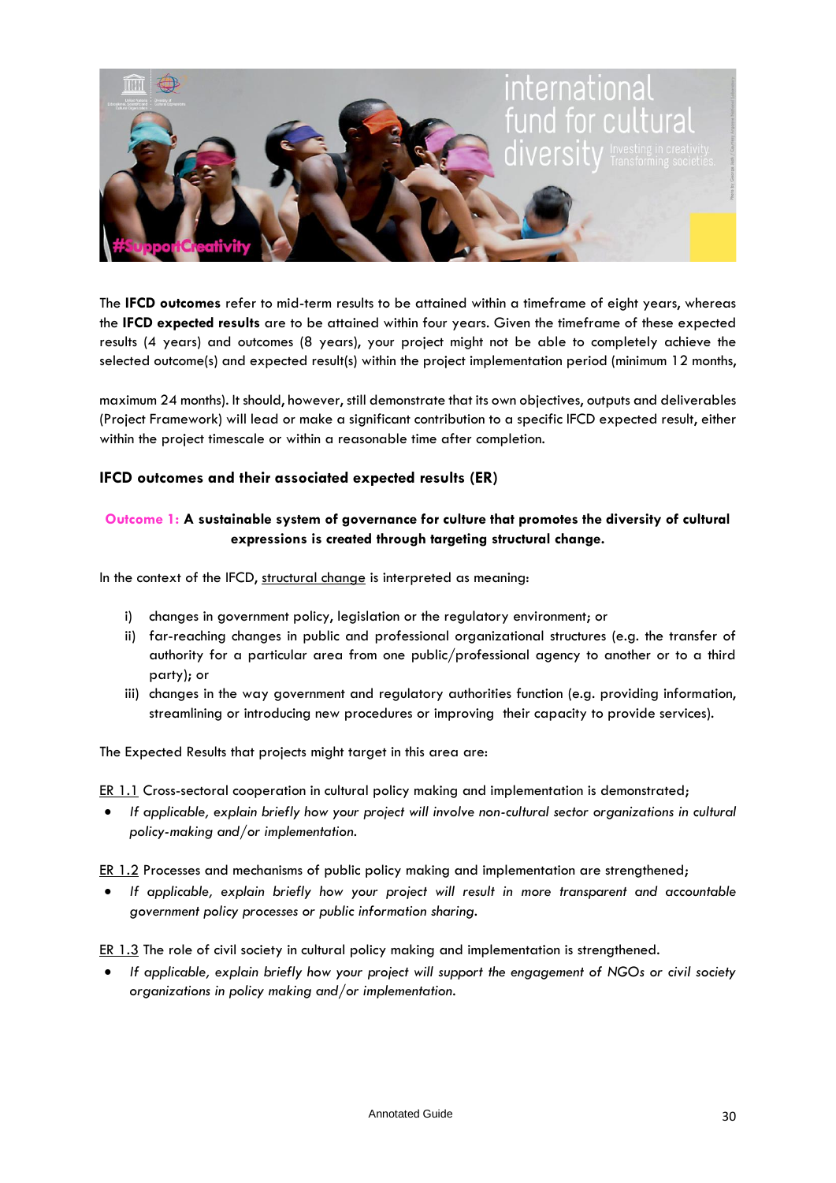The **IFCD outcomes** refer to mid-term results to be attained within a timeframe of eight years, whereas the **IFCD expected results** are to be attained within four years. Given the timeframe of these expected results (4 years) and outcomes (8 years), your project might not be able to completely achieve the selected outcome(s) and expected result(s) within the project implementation period (minimum 12 months, maximum 24 months). It should, however, still demonstrate that its own objectives, outputs and deliverables (Project Framework) will lead or make a significant contribution to a specific IFCD expected result, either within the project timescale or within a reasonable time after completion.

### IFCD outcomes and their associated expected results (ER)

**Outcome 1: A sustainable system of governance for culture that promotes the diversity of cultural expressions is created through targeting structural change.**

In the context of the IFCD, structural change is interpreted as meaning:

i) changes in government policy, legislation or the regulatory environment; or
ii) far-reaching changes in public and professional organizational structures (e.g. the transfer of authority for a particular area from one public/professional agency to another or to a third party); or
iii) changes in the way government and regulatory authorities function (e.g. providing information, streamlining or introducing new procedures or improving their capacity to provide services).

The Expected Results that projects might target in this area are:

ER 1.1 Cross-sectoral cooperation in cultural policy making and implementation is demonstrated;

- *If applicable, explain briefly how your project will involve non-cultural sector organizations in cultural policy-making and/or implementation.*

ER 1.2 Processes and mechanisms of public policy making and implementation are strengthened;

- *If applicable, explain briefly how your project will result in more transparent and accountable government policy processes or public information sharing.*

ER 1.3 The role of civil society in cultural policy making and implementation is strengthened.

- *If applicable, explain briefly how your project will support the engagement of NGOs or civil society organizations in policy making and/or implementation.*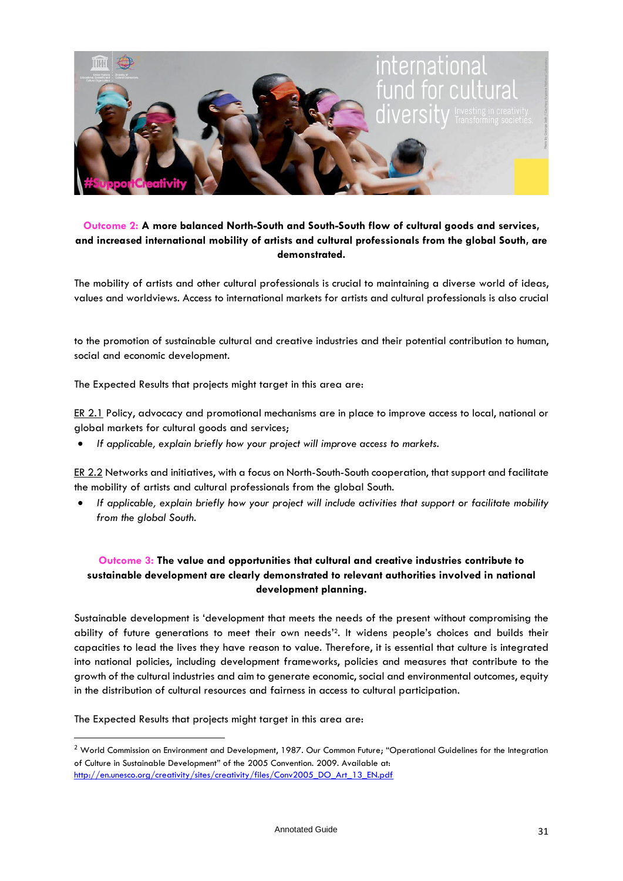**Outcome 2: A more balanced North-South and South-South flow of cultural goods and services, and increased international mobility of artists and cultural professionals from the global South, are demonstrated.**

The mobility of artists and other cultural professionals is crucial to maintaining a diverse world of ideas, values and worldviews. Access to international markets for artists and cultural professionals is also crucial to the promotion of sustainable cultural and creative industries and their potential contribution to human, social and economic development.

The Expected Results that projects might target in this area are:

ER 2.1 Policy, advocacy and promotional mechanisms are in place to improve access to local, national or global markets for cultural goods and services;

- *If applicable, explain briefly how your project will improve access to markets.*

ER 2.2 Networks and initiatives, with a focus on North-South-South cooperation, that support and facilitate the mobility of artists and cultural professionals from the global South.

- *If applicable, explain briefly how your project will include activities that support or facilitate mobility from the global South.*

**Outcome 3: The value and opportunities that cultural and creative industries contribute to sustainable development are clearly demonstrated to relevant authorities involved in national development planning.**

Sustainable development is 'development that meets the needs of the present without compromising the ability of future generations to meet their own needs'[2]. It widens people's choices and builds their capacities to lead the lives they have reason to value. Therefore, it is essential that culture is integrated into national policies, including development frameworks, policies and measures that contribute to the growth of the cultural industries and aim to generate economic, social and environmental outcomes, equity in the distribution of cultural resources and fairness in access to cultural participation.

The Expected Results that projects might target in this area are:

[2] World Commission on Environment and Development, 1987. Our Common Future; "Operational Guidelines for the Integration of Culture in Sustainable Development" of the 2005 Convention. 2009. Available at: http://en.unesco.org/creativity/sites/creativity/files/Conv2005_DO_Art_13_EN.pdf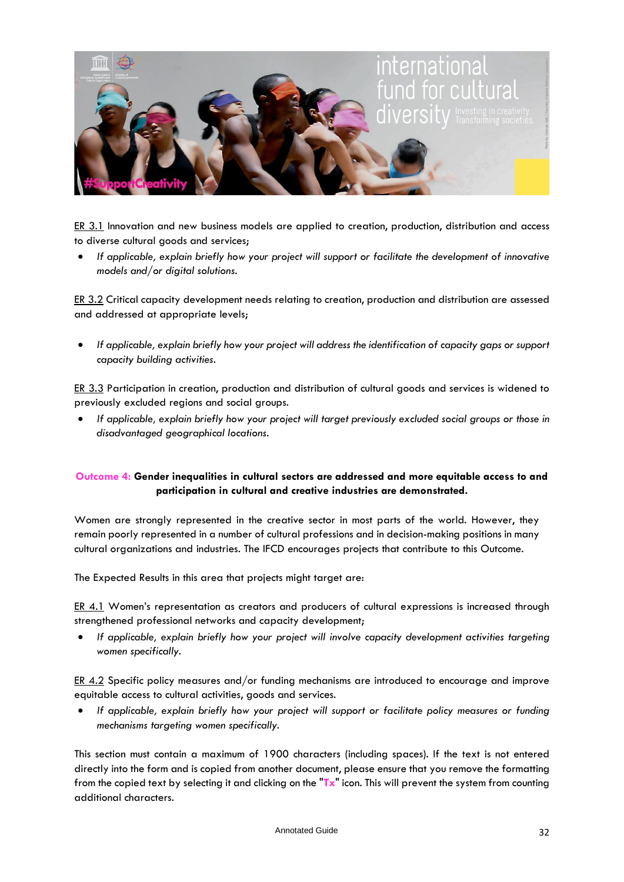ER 3.1 Innovation and new business models are applied to creation, production, distribution and access to diverse cultural goods and services;

- *If applicable, explain briefly how your project will support or facilitate the development of innovative models and/or digital solutions.*

ER 3.2 Critical capacity development needs relating to creation, production and distribution are assessed and addressed at appropriate levels;

- *If applicable, explain briefly how your project will address the identification of capacity gaps or support capacity building activities.*

ER 3.3 Participation in creation, production and distribution of cultural goods and services is widened to previously excluded regions and social groups.

- *If applicable, explain briefly how your project will target previously excluded social groups or those in disadvantaged geographical locations.*

**Outcome 4: Gender inequalities in cultural sectors are addressed and more equitable access to and participation in cultural and creative industries are demonstrated.**

Women are strongly represented in the creative sector in most parts of the world. However, they remain poorly represented in a number of cultural professions and in decision-making positions in many cultural organizations and industries. The IFCD encourages projects that contribute to this Outcome.

The Expected Results in this area that projects might target are:

ER 4.1 Women's representation as creators and producers of cultural expressions is increased through strengthened professional networks and capacity development;

- *If applicable, explain briefly how your project will involve capacity development activities targeting women specifically.*

ER 4.2 Specific policy measures and/or funding mechanisms are introduced to encourage and improve equitable access to cultural activities, goods and services.

- *If applicable, explain briefly how your project will support or facilitate policy measures or funding mechanisms targeting women specifically.*

This section must contain a maximum of 1900 characters (including spaces). If the text is not entered directly into the form and is copied from another document, please ensure that you remove the formatting from the copied text by selecting it and clicking on the "Tx" icon. This will prevent the system from counting additional characters.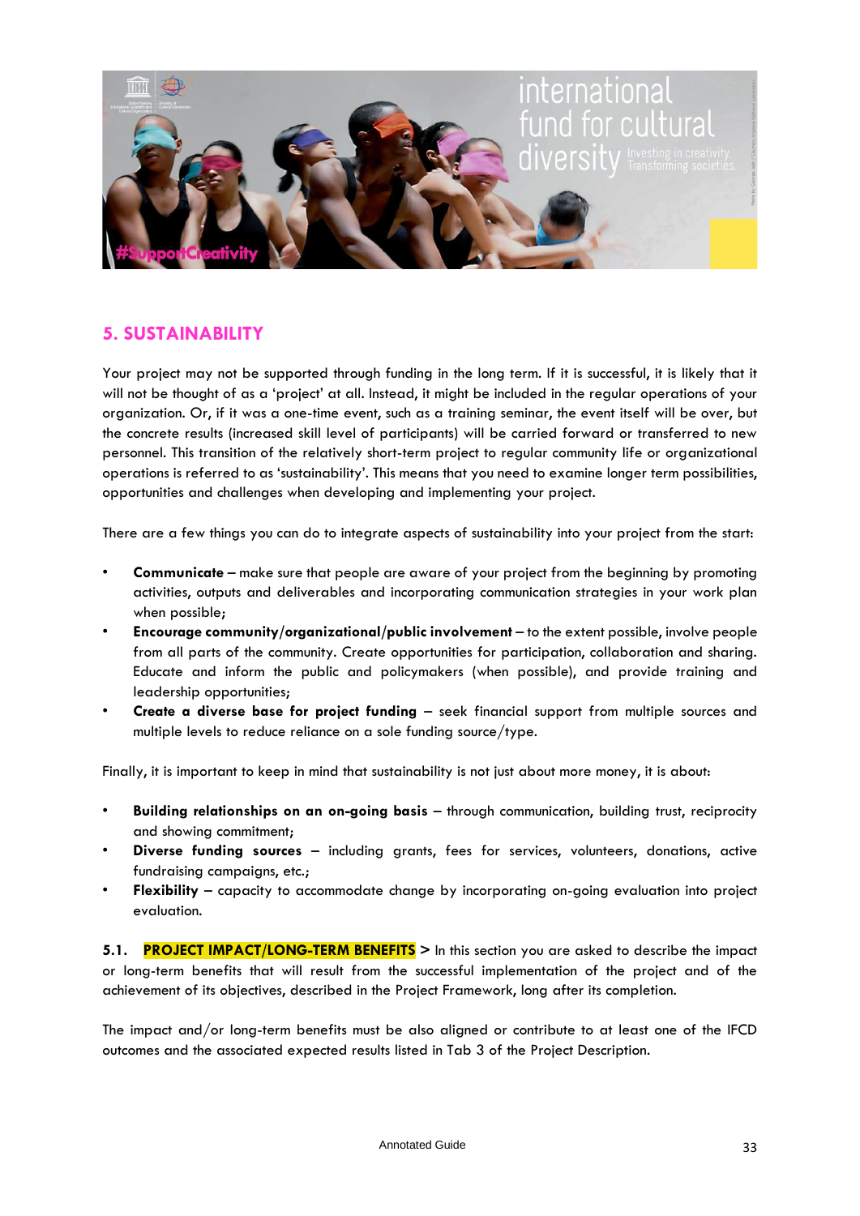## 5. SUSTAINABILITY

Your project may not be supported through funding in the long term. If it is successful, it is likely that it will not be thought of as a 'project' at all. Instead, it might be included in the regular operations of your organization. Or, if it was a one-time event, such as a training seminar, the event itself will be over, but the concrete results (increased skill level of participants) will be carried forward or transferred to new personnel. This transition of the relatively short-term project to regular community life or organizational operations is referred to as 'sustainability'. This means that you need to examine longer term possibilities, opportunities and challenges when developing and implementing your project.

There are a few things you can do to integrate aspects of sustainability into your project from the start:

- **Communicate** – make sure that people are aware of your project from the beginning by promoting activities, outputs and deliverables and incorporating communication strategies in your work plan when possible;
- **Encourage community/organizational/public involvement** – to the extent possible, involve people from all parts of the community. Create opportunities for participation, collaboration and sharing. Educate and inform the public and policymakers (when possible), and provide training and leadership opportunities;
- **Create a diverse base for project funding** – seek financial support from multiple sources and multiple levels to reduce reliance on a sole funding source/type.

Finally, it is important to keep in mind that sustainability is not just about more money, it is about:

- **Building relationships on an on-going basis** – through communication, building trust, reciprocity and showing commitment;
- **Diverse funding sources** – including grants, fees for services, volunteers, donations, active fundraising campaigns, etc.;
- **Flexibility** – capacity to accommodate change by incorporating on-going evaluation into project evaluation.

**5.1. PROJECT IMPACT/LONG-TERM BENEFITS >** In this section you are asked to describe the impact or long-term benefits that will result from the successful implementation of the project and of the achievement of its objectives, described in the Project Framework, long after its completion.

The impact and/or long-term benefits must be also aligned or contribute to at least one of the IFCD outcomes and the associated expected results listed in Tab 3 of the Project Description.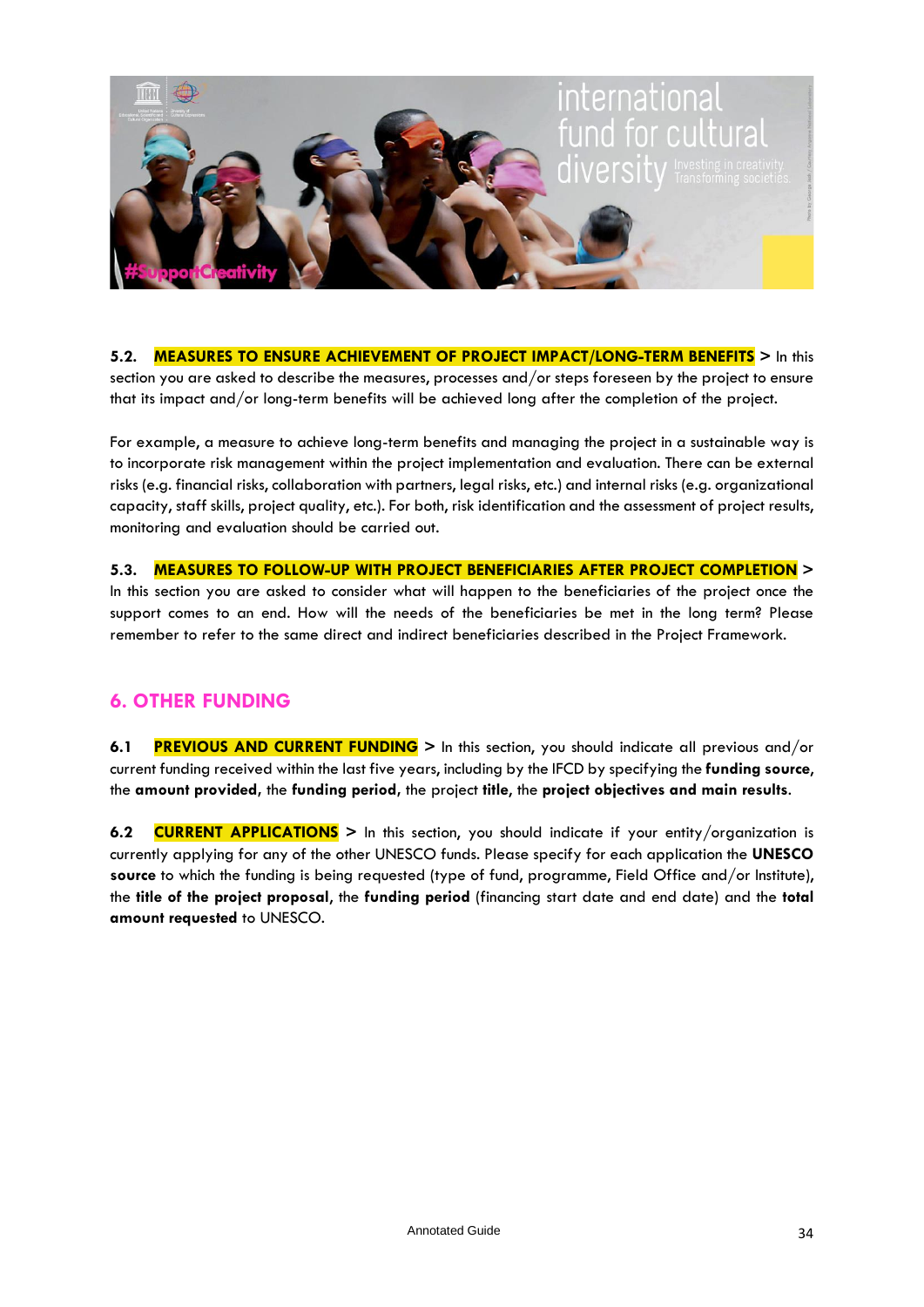**5.2. MEASURES TO ENSURE ACHIEVEMENT OF PROJECT IMPACT/LONG-TERM BENEFITS >** In this section you are asked to describe the measures, processes and/or steps foreseen by the project to ensure that its impact and/or long-term benefits will be achieved long after the completion of the project.

For example, a measure to achieve long-term benefits and managing the project in a sustainable way is to incorporate risk management within the project implementation and evaluation. There can be external risks (e.g. financial risks, collaboration with partners, legal risks, etc.) and internal risks (e.g. organizational capacity, staff skills, project quality, etc.). For both, risk identification and the assessment of project results, monitoring and evaluation should be carried out.

**5.3. MEASURES TO FOLLOW-UP WITH PROJECT BENEFICIARIES AFTER PROJECT COMPLETION >** In this section you are asked to consider what will happen to the beneficiaries of the project once the support comes to an end. How will the needs of the beneficiaries be met in the long term? Please remember to refer to the same direct and indirect beneficiaries described in the Project Framework.

## 6. OTHER FUNDING

**6.1 PREVIOUS AND CURRENT FUNDING >** In this section, you should indicate all previous and/or current funding received within the last five years, including by the IFCD by specifying the **funding source**, the **amount provided**, the **funding period**, the project **title**, the **project objectives and main results**.

**6.2 CURRENT APPLICATIONS >** In this section, you should indicate if your entity/organization is currently applying for any of the other UNESCO funds. Please specify for each application the **UNESCO source** to which the funding is being requested (type of fund, programme, Field Office and/or Institute), the **title of the project proposal**, the **funding period** (financing start date and end date) and the **total amount requested** to UNESCO.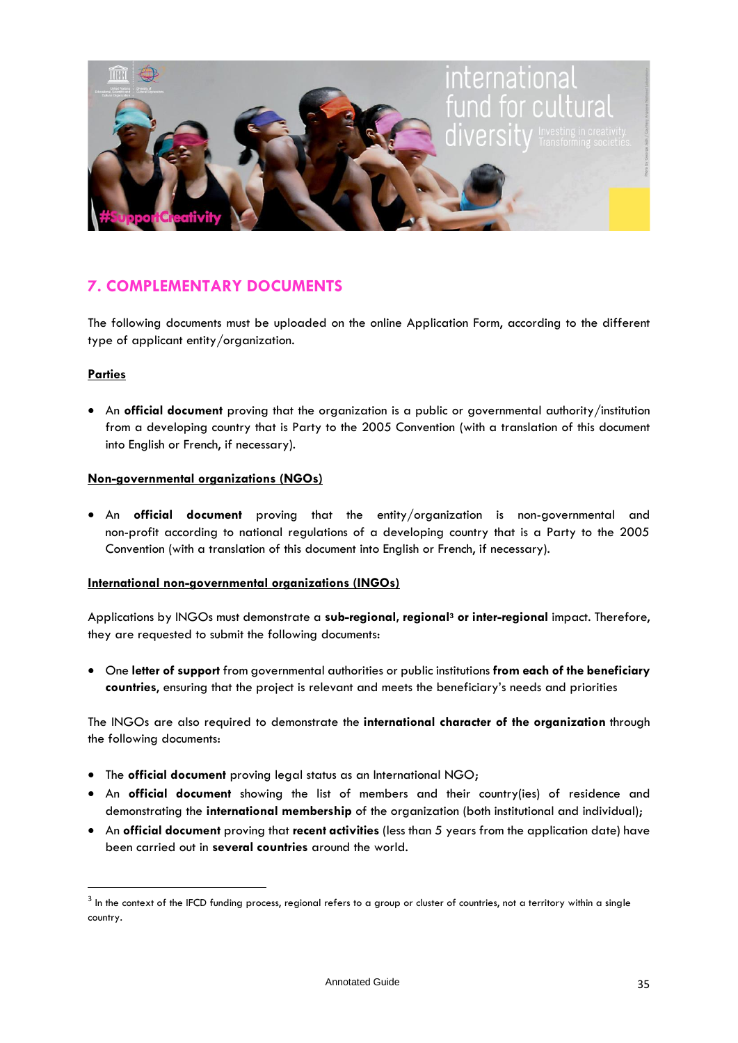## 7. COMPLEMENTARY DOCUMENTS

The following documents must be uploaded on the online Application Form, according to the different type of applicant entity/organization.

**Parties**

- An **official document** proving that the organization is a public or governmental authority/institution from a developing country that is Party to the 2005 Convention (with a translation of this document into English or French, if necessary).

**Non-governmental organizations (NGOs)**

- An **official document** proving that the entity/organization is non-governmental and non-profit according to national regulations of a developing country that is a Party to the 2005 Convention (with a translation of this document into English or French, if necessary).

**International non-governmental organizations (INGOs)**

Applications by INGOs must demonstrate a **sub-regional, regional**[3] **or inter-regional** impact. Therefore, they are requested to submit the following documents:

- One **letter of support** from governmental authorities or public institutions **from each of the beneficiary countries,** ensuring that the project is relevant and meets the beneficiary's needs and priorities

The INGOs are also required to demonstrate the **international character of the organization** through the following documents:

- The **official document** proving legal status as an International NGO;
- An **official document** showing the list of members and their country(ies) of residence and demonstrating the **international membership** of the organization (both institutional and individual);
- An **official document** proving that **recent activities** (less than 5 years from the application date) have been carried out in **several countries** around the world.

[3] In the context of the IFCD funding process, regional refers to a group or cluster of countries, not a territory within a single country.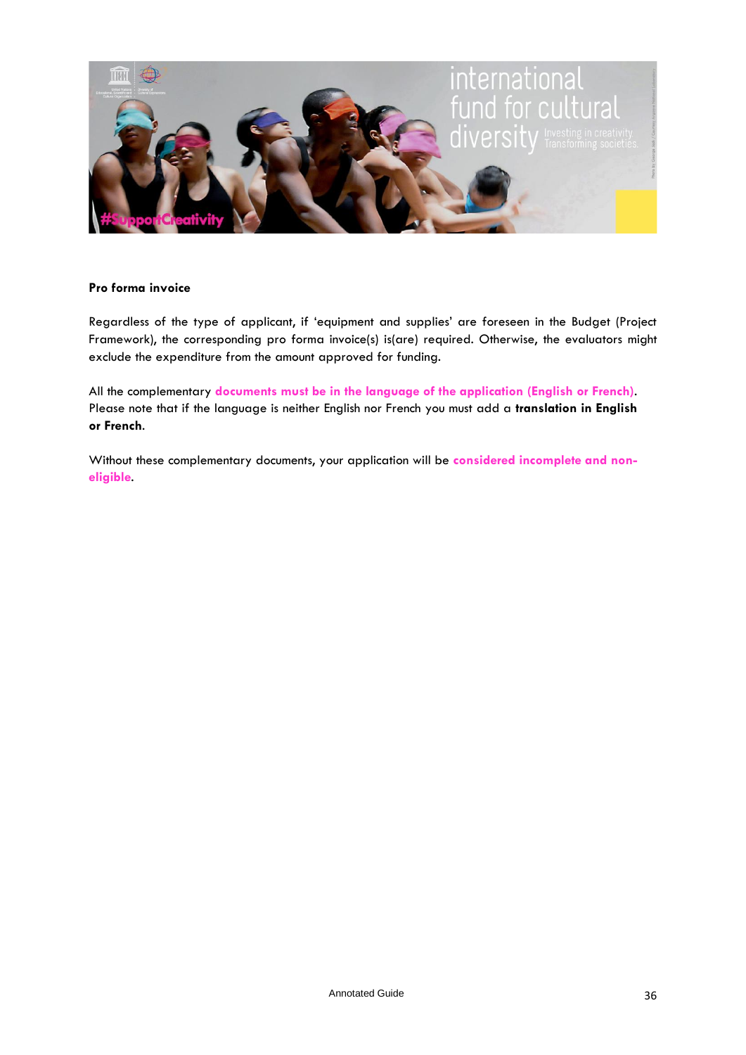**Pro forma invoice**

Regardless of the type of applicant, if 'equipment and supplies' are foreseen in the Budget (Project Framework), the corresponding pro forma invoice(s) is(are) required. Otherwise, the evaluators might exclude the expenditure from the amount approved for funding.

All the complementary **documents must be in the language of the application (English or French)**. Please note that if the language is neither English nor French you must add a **translation in English or French**.

Without these complementary documents, your application will be **considered incomplete and non-eligible**.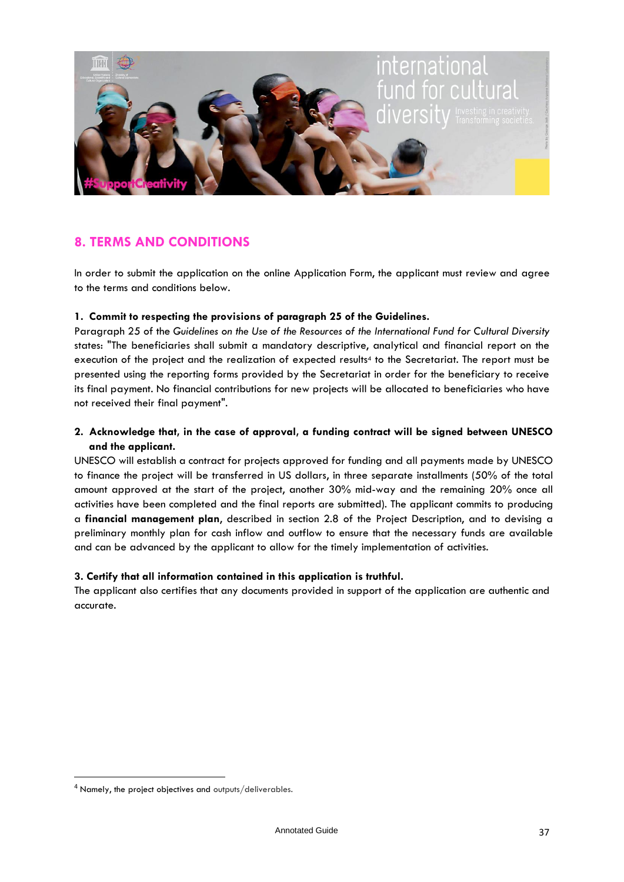## 8. TERMS AND CONDITIONS

In order to submit the application on the online Application Form, the applicant must review and agree to the terms and conditions below.

**1. Commit to respecting the provisions of paragraph 25 of the Guidelines.**

Paragraph 25 of the *Guidelines on the Use of the Resources of the International Fund for Cultural Diversity* states: "The beneficiaries shall submit a mandatory descriptive, analytical and financial report on the execution of the project and the realization of expected results[4] to the Secretariat. The report must be presented using the reporting forms provided by the Secretariat in order for the beneficiary to receive its final payment. No financial contributions for new projects will be allocated to beneficiaries who have not received their final payment".

**2. Acknowledge that, in the case of approval, a funding contract will be signed between UNESCO and the applicant.**

UNESCO will establish a contract for projects approved for funding and all payments made by UNESCO to finance the project will be transferred in US dollars, in three separate installments (50% of the total amount approved at the start of the project, another 30% mid-way and the remaining 20% once all activities have been completed and the final reports are submitted). The applicant commits to producing a **financial management plan,** described in section 2.8 of the Project Description, and to devising a preliminary monthly plan for cash inflow and outflow to ensure that the necessary funds are available and can be advanced by the applicant to allow for the timely implementation of activities.

**3. Certify that all information contained in this application is truthful.**

The applicant also certifies that any documents provided in support of the application are authentic and accurate.

[4] Namely, the project objectives and outputs/deliverables.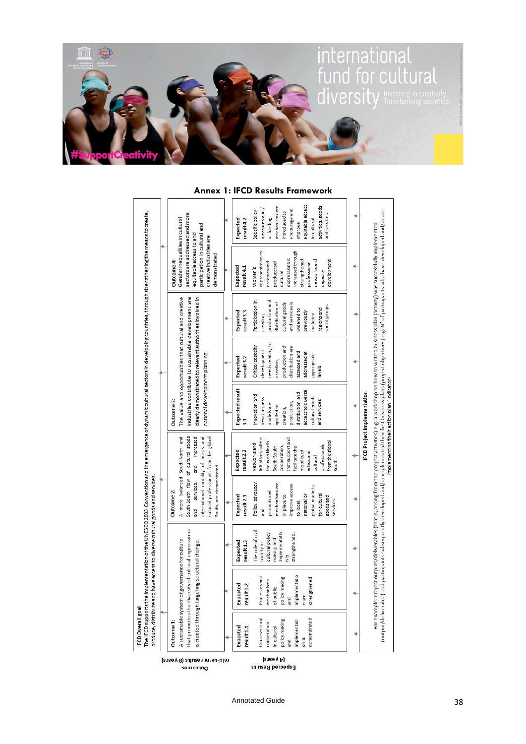international fund for cultural diversity

Investing in creativity. Transforming societies.

#SupportCreativity

## Annex 1: IFCD Results Framework

**IFCD Overall goal**

The IFCD supports the implementation of the UNESCO 2005 Convention and the emergence of dynamic cultural sectors in developing countries, through strengthening the means to create, produce, distribute and have access to diverse cultural goods and services.

### Outcomes mid-term results (8 years)

**Outcome 1:** A sustainable system of governance for culture that promotes the diversity of cultural expressions is created through targeting structural change.

**Outcome 2:** A more balanced South-North and South-South flow of cultural goods and services, and increased international mobility of artists and cultural professionals from the global South, are demonstrated.

**Outcome 3:** The value and opportunities that cultural and creative industries contribute to sustainable development are clearly demonstrated to relevant authorities involved in national development planning.

**Outcome 4:** Gender inequalities in cultural sectors are addressed and more equitable access to and participation in cultural and creative industries are demonstrated

### Expected Results (4 years)

**Expected result 1.1:** Cross-sectoral cooperation in cultural policy making and implementation is demonstrated

**Expected result 1.2:** Processes and mechanisms of public policy making and implementation are strengthened

**Expected result 1.3:** The role of civil society in cultural policy making and implementation is strengthened.

**Expected result 2.1:** Policy, advocacy and promotional mechanisms are in place to improve access to local, national or global markets for cultural goods and services

**Expected result 2.2:** Networks and initiatives, with a focus on North-South-South cooperation, that support and facilitate the mobility of artists and cultural professionals from the global South.

**Expected result 3.1:** Innovation and new business models are applied to creation, production, distribution and access to diverse cultural goods and services

**Expected result 3.2:** Critical capacity development needs relating to creation, production and distribution are assessed and addressed at appropriate levels.

**Expected result 3.3:** Participation in creation, production and distribution of cultural goods and services is widened to previously excluded regions and social groups

**Expected result 4.1:** Women's representation as creators and producers of cultural expressions is increased through strengthened professional networks and capacity development

**Expected result 4.2:** Specific policy measures and/or funding mechanisms are introduced to encourage and improve equitable access to cultural activities, goods and services

### IFCD Project Implementation

For example: Project outputs/deliverables (that is, arising from the project activities) e.g. a workshop on how to write a business plan (activity) was successfully implemented (output/deliverable) and participants subsequently developed and/or implemented their first business plans (project objectives) e.g. N° of participants who have developed and/or are implementing their action plan (indicator)

Annotated Guide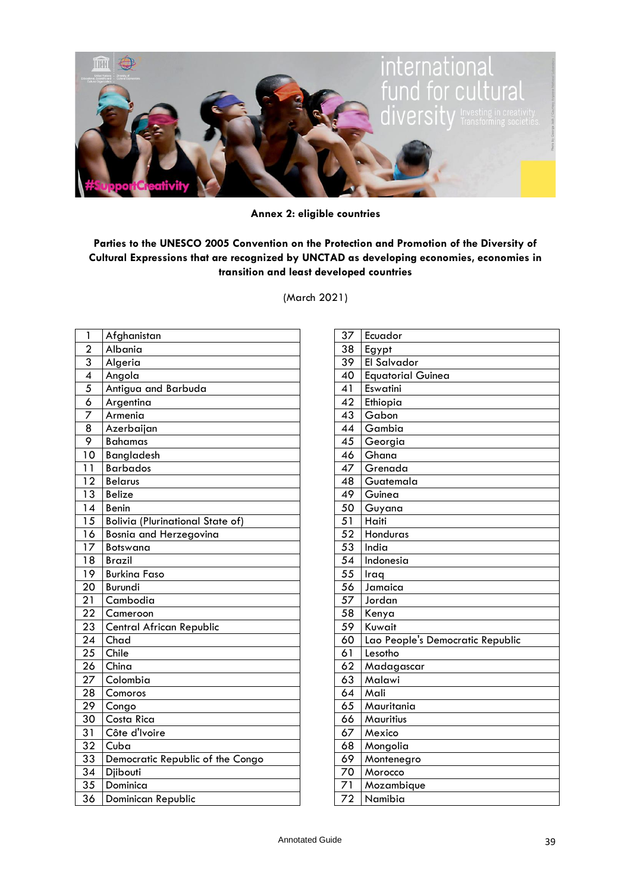**Annex 2: eligible countries**

**Parties to the UNESCO 2005 Convention on the Protection and Promotion of the Diversity of Cultural Expressions that are recognized by UNCTAD as developing economies, economies in transition and least developed countries**

(March 2021)

| | |
|---|---|
| 1 | Afghanistan |
| 2 | Albania |
| 3 | Algeria |
| 4 | Angola |
| 5 | Antigua and Barbuda |
| 6 | Argentina |
| 7 | Armenia |
| 8 | Azerbaijan |
| 9 | Bahamas |
| 10 | Bangladesh |
| 11 | Barbados |
| 12 | Belarus |
| 13 | Belize |
| 14 | Benin |
| 15 | Bolivia (Plurinational State of) |
| 16 | Bosnia and Herzegovina |
| 17 | Botswana |
| 18 | Brazil |
| 19 | Burkina Faso |
| 20 | Burundi |
| 21 | Cambodia |
| 22 | Cameroon |
| 23 | Central African Republic |
| 24 | Chad |
| 25 | Chile |
| 26 | China |
| 27 | Colombia |
| 28 | Comoros |
| 29 | Congo |
| 30 | Costa Rica |
| 31 | Côte d'Ivoire |
| 32 | Cuba |
| 33 | Democratic Republic of the Congo |
| 34 | Djibouti |
| 35 | Dominica |
| 36 | Dominican Republic |
| 37 | Ecuador |
| 38 | Egypt |
| 39 | El Salvador |
| 40 | Equatorial Guinea |
| 41 | Eswatini |
| 42 | Ethiopia |
| 43 | Gabon |
| 44 | Gambia |
| 45 | Georgia |
| 46 | Ghana |
| 47 | Grenada |
| 48 | Guatemala |
| 49 | Guinea |
| 50 | Guyana |
| 51 | Haiti |
| 52 | Honduras |
| 53 | India |
| 54 | Indonesia |
| 55 | Iraq |
| 56 | Jamaica |
| 57 | Jordan |
| 58 | Kenya |
| 59 | Kuwait |
| 60 | Lao People's Democratic Republic |
| 61 | Lesotho |
| 62 | Madagascar |
| 63 | Malawi |
| 64 | Mali |
| 65 | Mauritania |
| 66 | Mauritius |
| 67 | Mexico |
| 68 | Mongolia |
| 69 | Montenegro |
| 70 | Morocco |
| 71 | Mozambique |
| 72 | Namibia |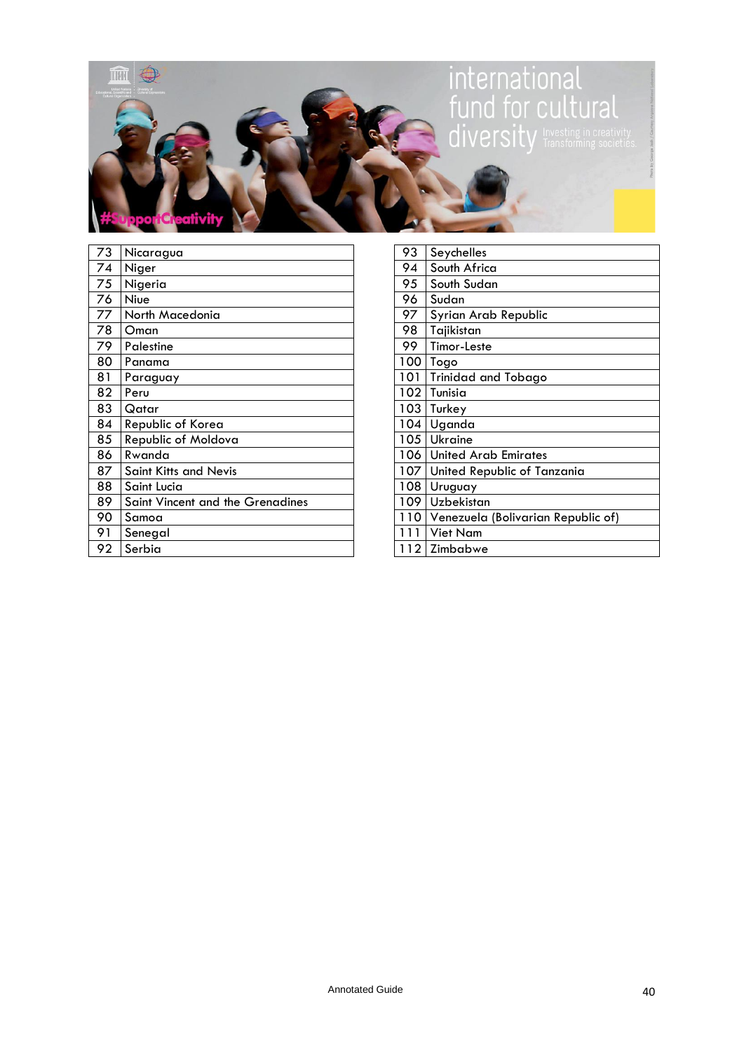| | |
|---|---|
| 73 | Nicaragua |
| 74 | Niger |
| 75 | Nigeria |
| 76 | Niue |
| 77 | North Macedonia |
| 78 | Oman |
| 79 | Palestine |
| 80 | Panama |
| 81 | Paraguay |
| 82 | Peru |
| 83 | Qatar |
| 84 | Republic of Korea |
| 85 | Republic of Moldova |
| 86 | Rwanda |
| 87 | Saint Kitts and Nevis |
| 88 | Saint Lucia |
| 89 | Saint Vincent and the Grenadines |
| 90 | Samoa |
| 91 | Senegal |
| 92 | Serbia |

| | |
|---|---|
| 93 | Seychelles |
| 94 | South Africa |
| 95 | South Sudan |
| 96 | Sudan |
| 97 | Syrian Arab Republic |
| 98 | Tajikistan |
| 99 | Timor-Leste |
| 100 | Togo |
| 101 | Trinidad and Tobago |
| 102 | Tunisia |
| 103 | Turkey |
| 104 | Uganda |
| 105 | Ukraine |
| 106 | United Arab Emirates |
| 107 | United Republic of Tanzania |
| 108 | Uruguay |
| 109 | Uzbekistan |
| 110 | Venezuela (Bolivarian Republic of) |
| 111 | Viet Nam |
| 112 | Zimbabwe |